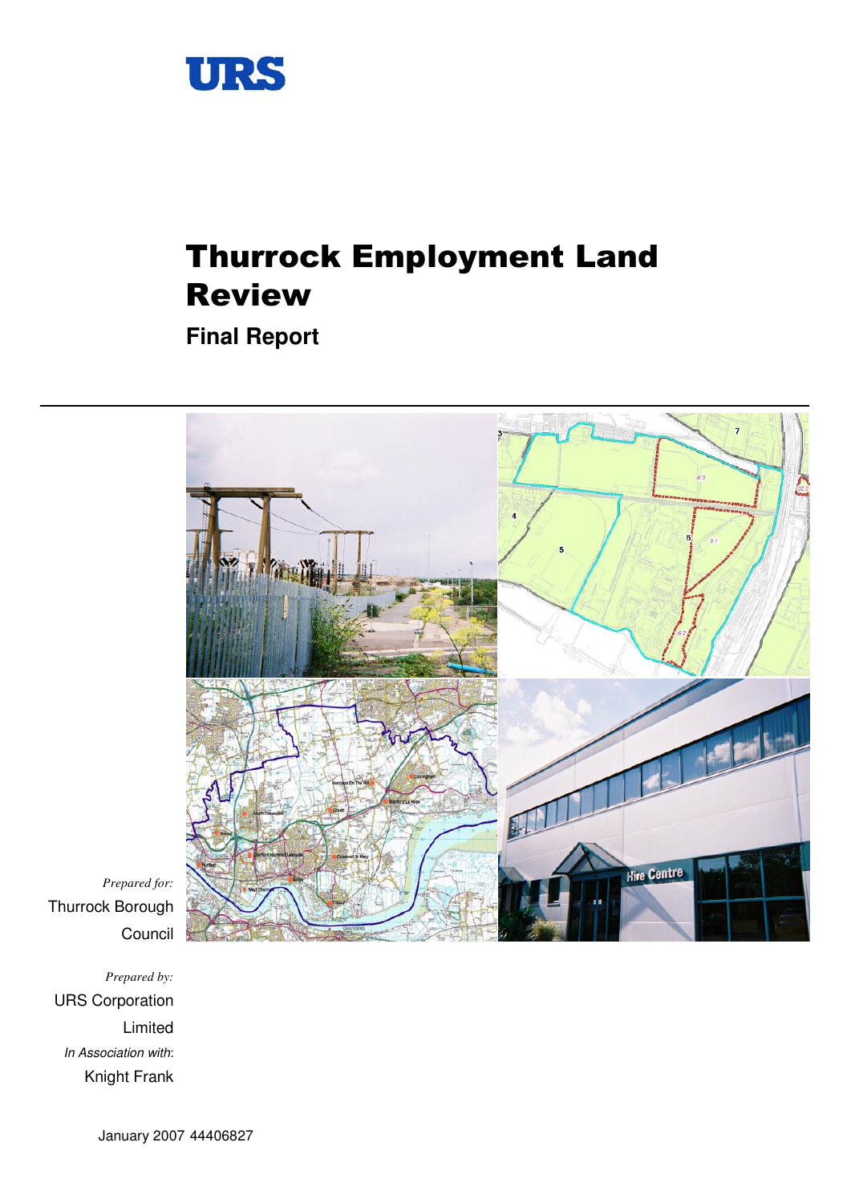URS

# Thurrock Employment Land Review

## Final Report

*Prepared for:*
Thurrock Borough Council

*Prepared by:*
URS Corporation Limited

*In Association with*:
Knight Frank

January 2007 44406827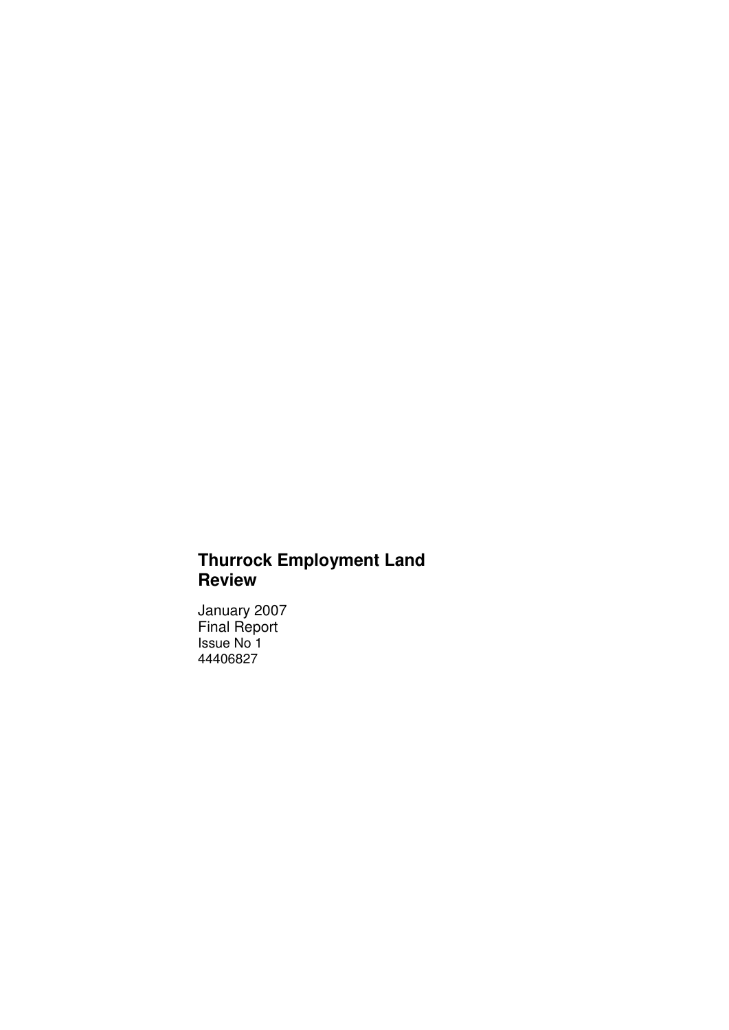# Thurrock Employment Land Review

January 2007
Final Report
Issue No 1
44406827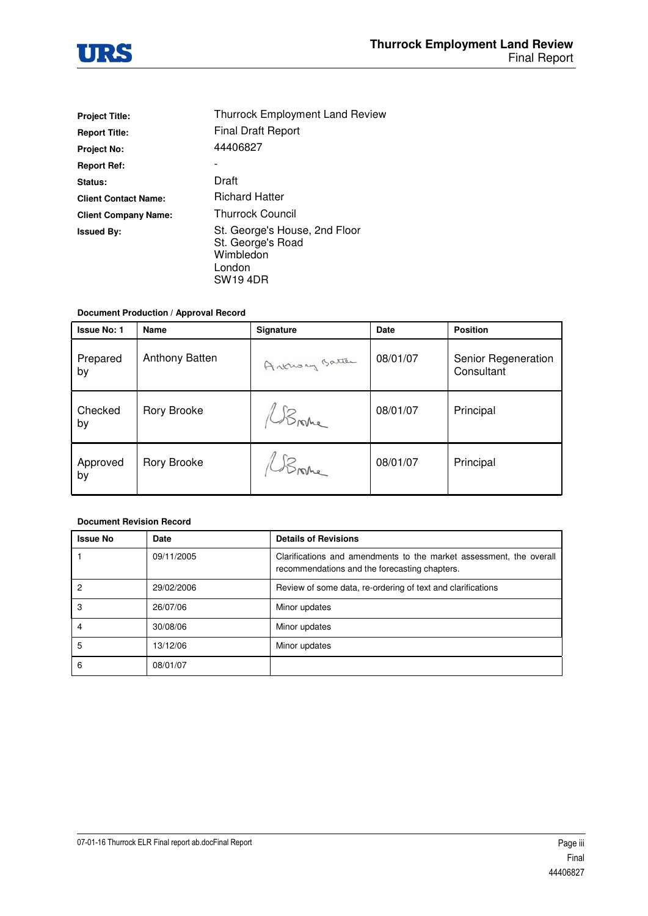| | |
|---|---|
| **Project Title:** | Thurrock Employment Land Review |
| **Report Title:** | Final Draft Report |
| **Project No:** | 44406827 |
| **Report Ref:** | - |
| **Status:** | Draft |
| **Client Contact Name:** | Richard Hatter |
| **Client Company Name:** | Thurrock Council |
| **Issued By:** | St. George's House, 2nd Floor<br>St. George's Road<br>Wimbledon<br>London<br>SW19 4DR |

**Document Production / Approval Record**

| Issue No: 1 | Name | Signature | Date | Position |
|---|---|---|---|---|
| Prepared by | Anthony Batten | Anthony Batten | 08/01/07 | Senior Regeneration Consultant |
| Checked by | Rory Brooke | R Brooke | 08/01/07 | Principal |
| Approved by | Rory Brooke | R Brooke | 08/01/07 | Principal |

**Document Revision Record**

| Issue No | Date | Details of Revisions |
|---|---|---|
| 1 | 09/11/2005 | Clarifications and amendments to the market assessment, the overall recommendations and the forecasting chapters. |
| 2 | 29/02/2006 | Review of some data, re-ordering of text and clarifications |
| 3 | 26/07/06 | Minor updates |
| 4 | 30/08/06 | Minor updates |
| 5 | 13/12/06 | Minor updates |
| 6 | 08/01/07 | |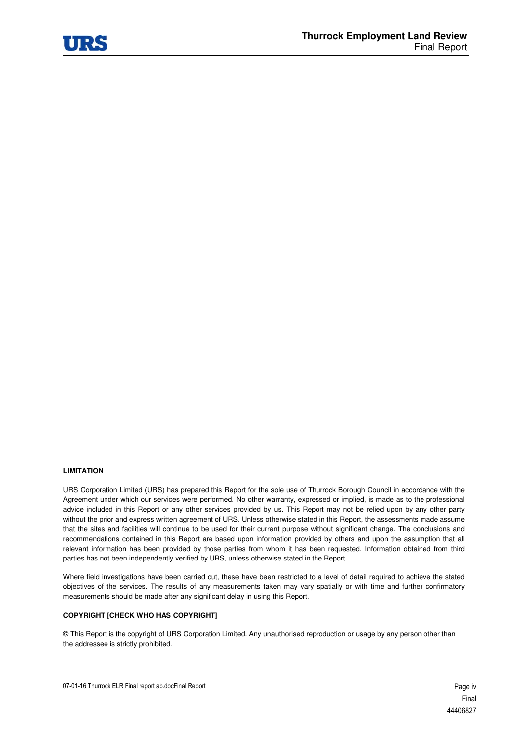**LIMITATION**

URS Corporation Limited (URS) has prepared this Report for the sole use of Thurrock Borough Council in accordance with the Agreement under which our services were performed. No other warranty, expressed or implied, is made as to the professional advice included in this Report or any other services provided by us. This Report may not be relied upon by any other party without the prior and express written agreement of URS. Unless otherwise stated in this Report, the assessments made assume that the sites and facilities will continue to be used for their current purpose without significant change. The conclusions and recommendations contained in this Report are based upon information provided by others and upon the assumption that all relevant information has been provided by those parties from whom it has been requested. Information obtained from third parties has not been independently verified by URS, unless otherwise stated in the Report.

Where field investigations have been carried out, these have been restricted to a level of detail required to achieve the stated objectives of the services. The results of any measurements taken may vary spatially or with time and further confirmatory measurements should be made after any significant delay in using this Report.

**COPYRIGHT [CHECK WHO HAS COPYRIGHT]**

© This Report is the copyright of URS Corporation Limited. Any unauthorised reproduction or usage by any person other than the addressee is strictly prohibited.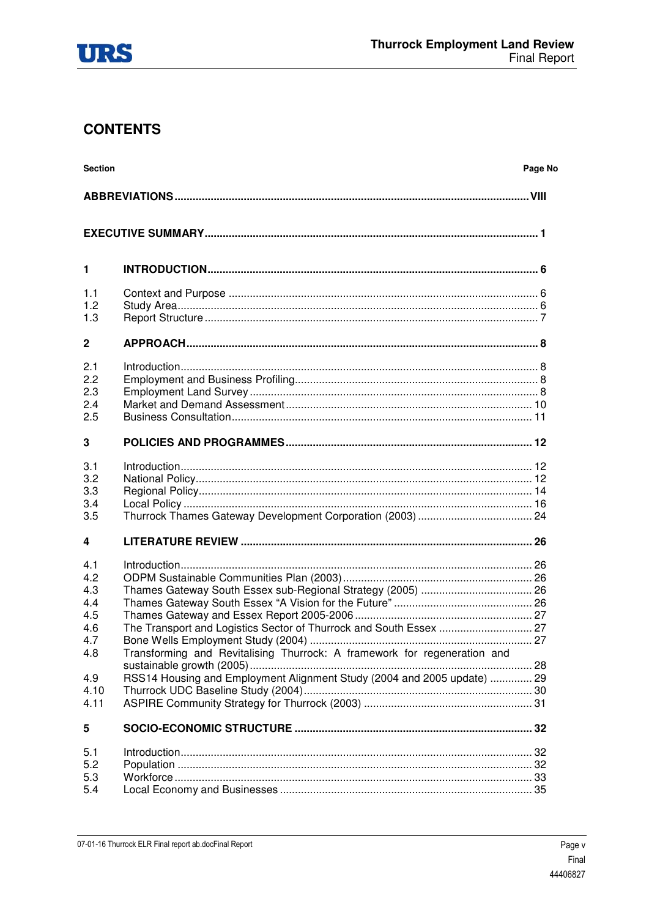# CONTENTS

| Section | | Page No |
|---|---|---|
| **ABBREVIATIONS** | | **VIII** |
| **EXECUTIVE SUMMARY** | | **1** |
| **1** | **INTRODUCTION** | **6** |
| 1.1 | Context and Purpose | 6 |
| 1.2 | Study Area | 6 |
| 1.3 | Report Structure | 7 |
| **2** | **APPROACH** | **8** |
| 2.1 | Introduction | 8 |
| 2.2 | Employment and Business Profiling | 8 |
| 2.3 | Employment Land Survey | 8 |
| 2.4 | Market and Demand Assessment | 10 |
| 2.5 | Business Consultation | 11 |
| **3** | **POLICIES AND PROGRAMMES** | **12** |
| 3.1 | Introduction | 12 |
| 3.2 | National Policy | 12 |
| 3.3 | Regional Policy | 14 |
| 3.4 | Local Policy | 16 |
| 3.5 | Thurrock Thames Gateway Development Corporation (2003) | 24 |
| **4** | **LITERATURE REVIEW** | **26** |
| 4.1 | Introduction | 26 |
| 4.2 | ODPM Sustainable Communities Plan (2003) | 26 |
| 4.3 | Thames Gateway South Essex sub-Regional Strategy (2005) | 26 |
| 4.4 | Thames Gateway South Essex "A Vision for the Future" | 26 |
| 4.5 | Thames Gateway and Essex Report 2005-2006 | 27 |
| 4.6 | The Transport and Logistics Sector of Thurrock and South Essex | 27 |
| 4.7 | Bone Wells Employment Study (2004) | 27 |
| 4.8 | Transforming and Revitalising Thurrock: A framework for regeneration and sustainable growth (2005) | 28 |
| 4.9 | RSS14 Housing and Employment Alignment Study (2004 and 2005 update) | 29 |
| 4.10 | Thurrock UDC Baseline Study (2004) | 30 |
| 4.11 | ASPIRE Community Strategy for Thurrock (2003) | 31 |
| **5** | **SOCIO-ECONOMIC STRUCTURE** | **32** |
| 5.1 | Introduction | 32 |
| 5.2 | Population | 32 |
| 5.3 | Workforce | 33 |
| 5.4 | Local Economy and Businesses | 35 |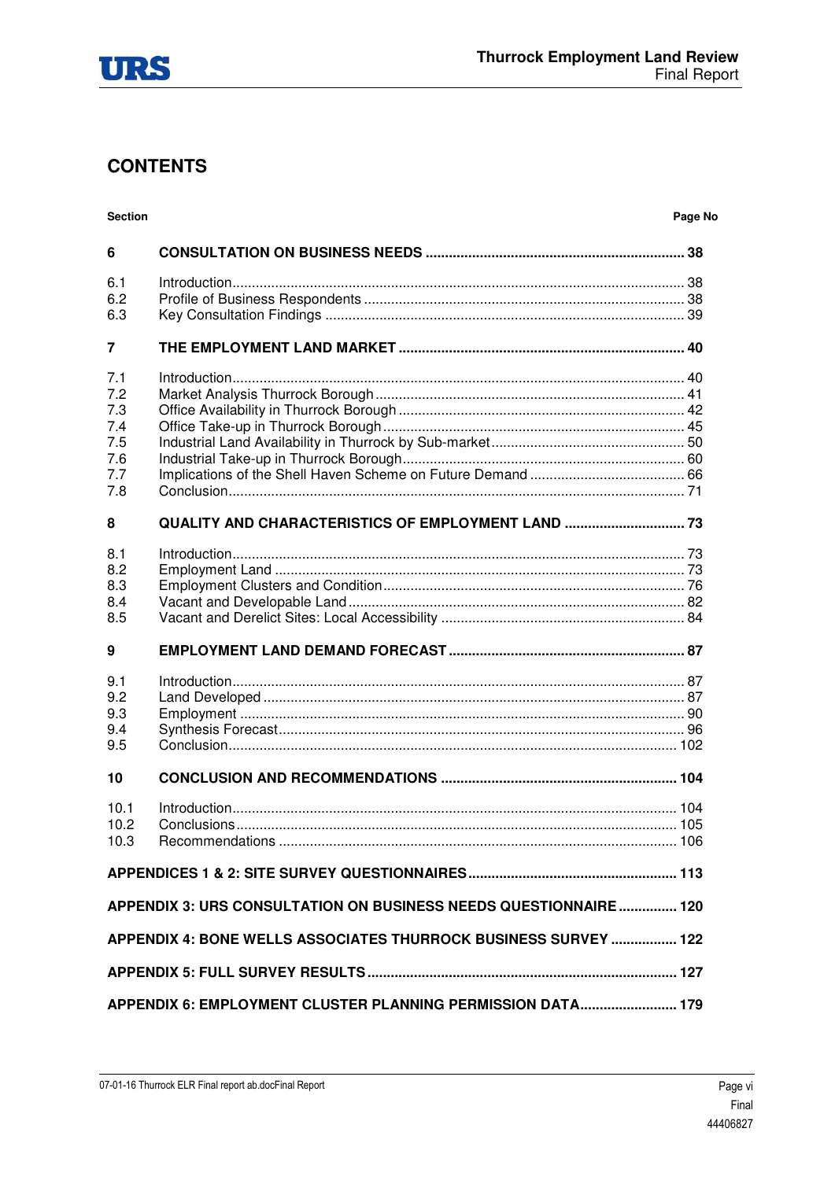## CONTENTS

| Section | | Page No |
|---|---|---|
| **6** | **CONSULTATION ON BUSINESS NEEDS** | **38** |
| 6.1 | Introduction | 38 |
| 6.2 | Profile of Business Respondents | 38 |
| 6.3 | Key Consultation Findings | 39 |
| **7** | **THE EMPLOYMENT LAND MARKET** | **40** |
| 7.1 | Introduction | 40 |
| 7.2 | Market Analysis Thurrock Borough | 41 |
| 7.3 | Office Availability in Thurrock Borough | 42 |
| 7.4 | Office Take-up in Thurrock Borough | 45 |
| 7.5 | Industrial Land Availability in Thurrock by Sub-market | 50 |
| 7.6 | Industrial Take-up in Thurrock Borough | 60 |
| 7.7 | Implications of the Shell Haven Scheme on Future Demand | 66 |
| 7.8 | Conclusion | 71 |
| **8** | **QUALITY AND CHARACTERISTICS OF EMPLOYMENT LAND** | **73** |
| 8.1 | Introduction | 73 |
| 8.2 | Employment Land | 73 |
| 8.3 | Employment Clusters and Condition | 76 |
| 8.4 | Vacant and Developable Land | 82 |
| 8.5 | Vacant and Derelict Sites: Local Accessibility | 84 |
| **9** | **EMPLOYMENT LAND DEMAND FORECAST** | **87** |
| 9.1 | Introduction | 87 |
| 9.2 | Land Developed | 87 |
| 9.3 | Employment | 90 |
| 9.4 | Synthesis Forecast | 96 |
| 9.5 | Conclusion | 102 |
| **10** | **CONCLUSION AND RECOMMENDATIONS** | **104** |
| 10.1 | Introduction | 104 |
| 10.2 | Conclusions | 105 |
| 10.3 | Recommendations | 106 |
| **APPENDICES 1 & 2: SITE SURVEY QUESTIONNAIRES** | | **113** |
| **APPENDIX 3: URS CONSULTATION ON BUSINESS NEEDS QUESTIONNAIRE** | | **120** |
| **APPENDIX 4: BONE WELLS ASSOCIATES THURROCK BUSINESS SURVEY** | | **122** |
| **APPENDIX 5: FULL SURVEY RESULTS** | | **127** |
| **APPENDIX 6: EMPLOYMENT CLUSTER PLANNING PERMISSION DATA** | | **179** |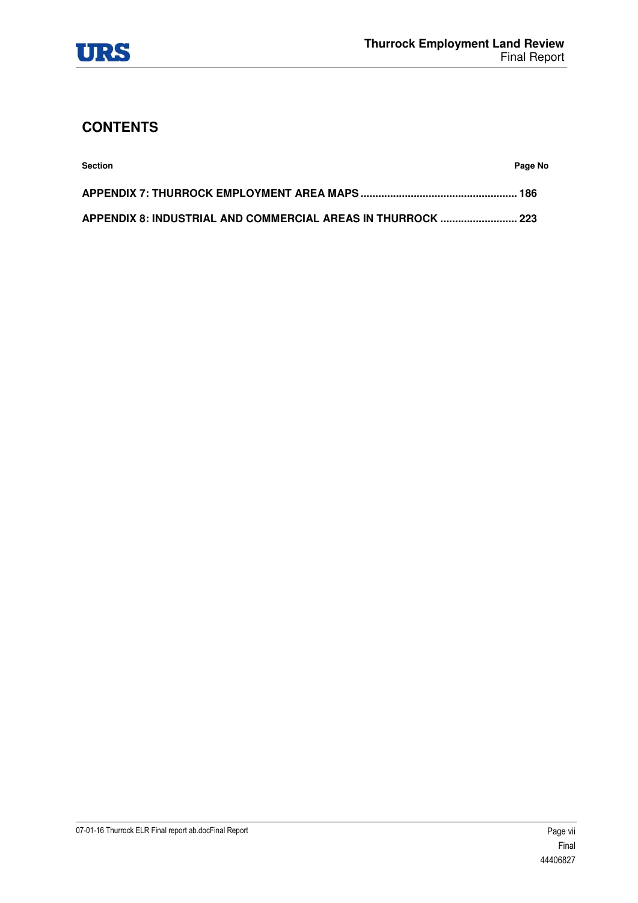## CONTENTS

| Section | Page No |
|---|---|
| **APPENDIX 7: THURROCK EMPLOYMENT AREA MAPS** | **186** |
| **APPENDIX 8: INDUSTRIAL AND COMMERCIAL AREAS IN THURROCK** | **223** |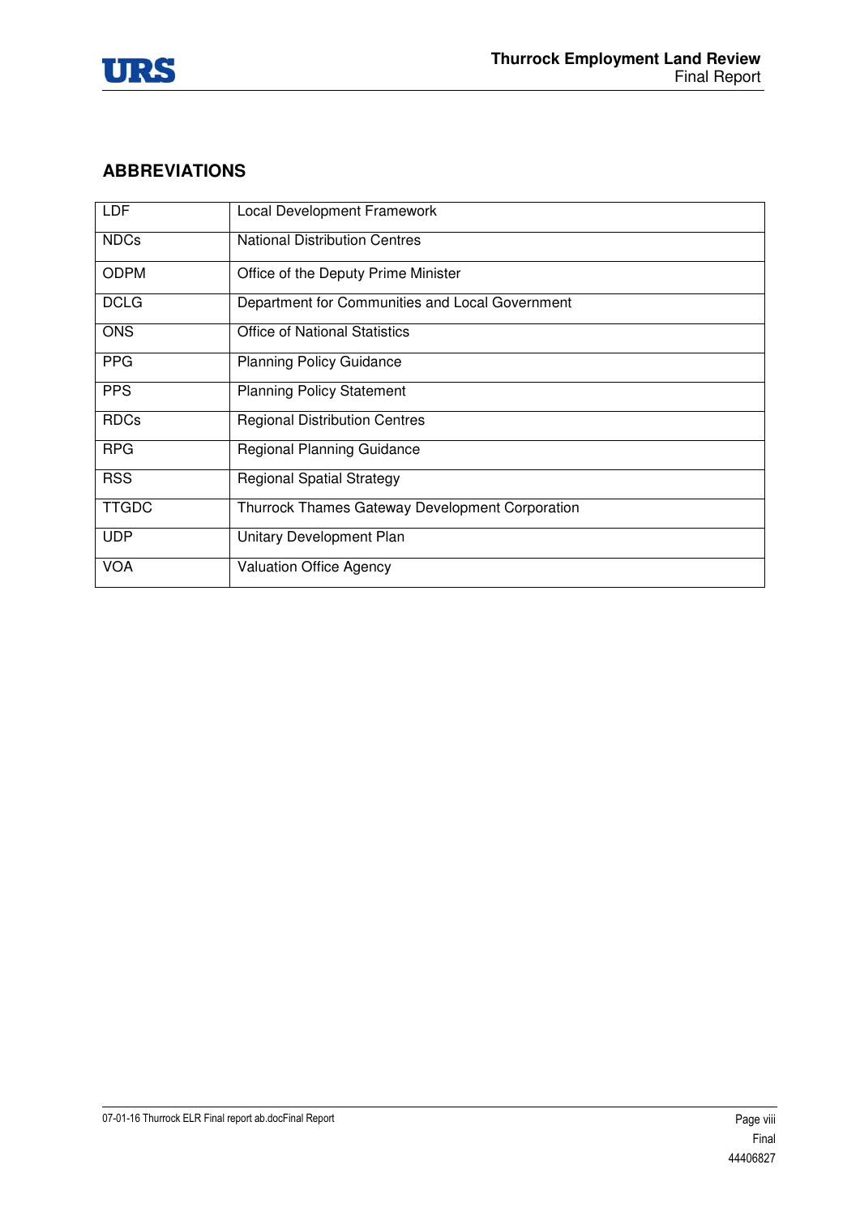## ABBREVIATIONS

| | |
|---|---|
| LDF | Local Development Framework |
| NDCs | National Distribution Centres |
| ODPM | Office of the Deputy Prime Minister |
| DCLG | Department for Communities and Local Government |
| ONS | Office of National Statistics |
| PPG | Planning Policy Guidance |
| PPS | Planning Policy Statement |
| RDCs | Regional Distribution Centres |
| RPG | Regional Planning Guidance |
| RSS | Regional Spatial Strategy |
| TTGDC | Thurrock Thames Gateway Development Corporation |
| UDP | Unitary Development Plan |
| VOA | Valuation Office Agency |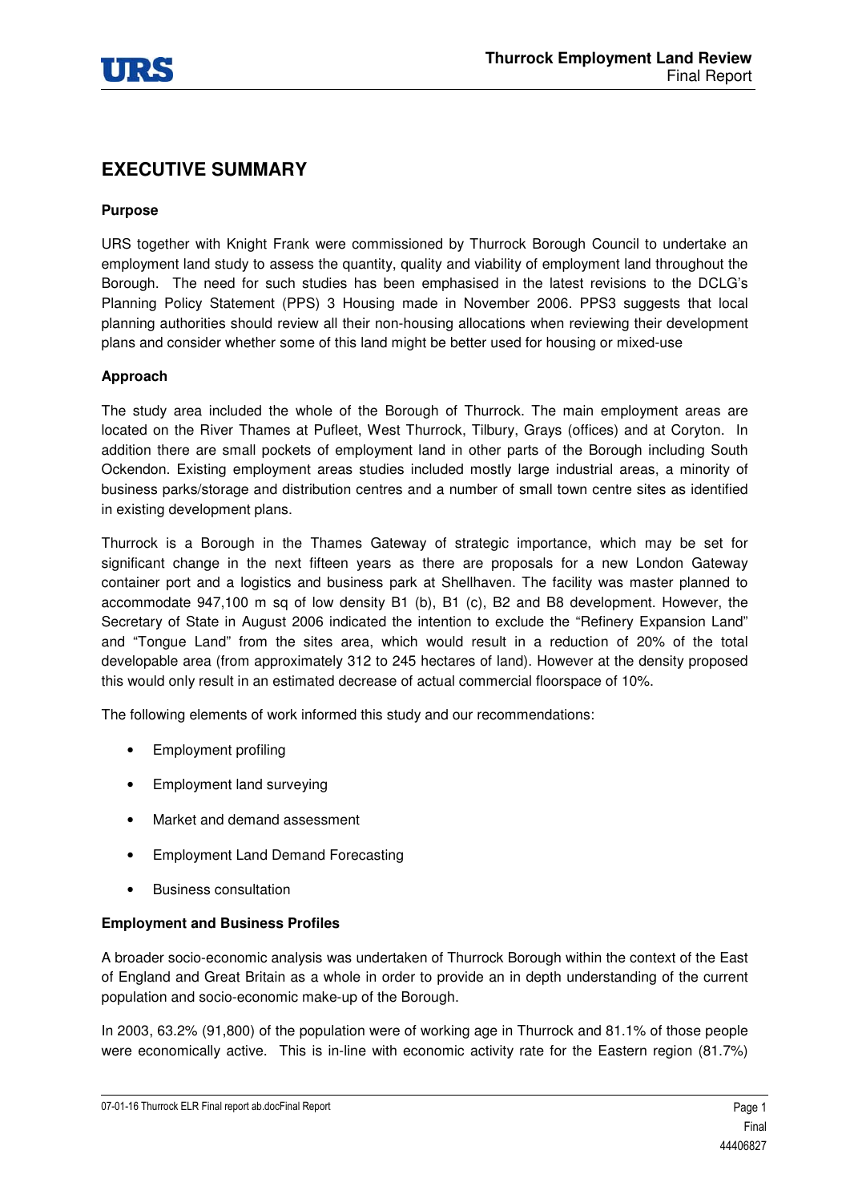# EXECUTIVE SUMMARY

**Purpose**

URS together with Knight Frank were commissioned by Thurrock Borough Council to undertake an employment land study to assess the quantity, quality and viability of employment land throughout the Borough. The need for such studies has been emphasised in the latest revisions to the DCLG's Planning Policy Statement (PPS) 3 Housing made in November 2006. PPS3 suggests that local planning authorities should review all their non-housing allocations when reviewing their development plans and consider whether some of this land might be better used for housing or mixed-use

**Approach**

The study area included the whole of the Borough of Thurrock. The main employment areas are located on the River Thames at Pufleet, West Thurrock, Tilbury, Grays (offices) and at Coryton. In addition there are small pockets of employment land in other parts of the Borough including South Ockendon. Existing employment areas studies included mostly large industrial areas, a minority of business parks/storage and distribution centres and a number of small town centre sites as identified in existing development plans.

Thurrock is a Borough in the Thames Gateway of strategic importance, which may be set for significant change in the next fifteen years as there are proposals for a new London Gateway container port and a logistics and business park at Shellhaven. The facility was master planned to accommodate 947,100 m sq of low density B1 (b), B1 (c), B2 and B8 development. However, the Secretary of State in August 2006 indicated the intention to exclude the "Refinery Expansion Land" and "Tongue Land" from the sites area, which would result in a reduction of 20% of the total developable area (from approximately 312 to 245 hectares of land). However at the density proposed this would only result in an estimated decrease of actual commercial floorspace of 10%.

The following elements of work informed this study and our recommendations:

- Employment profiling
- Employment land surveying
- Market and demand assessment
- Employment Land Demand Forecasting
- Business consultation

**Employment and Business Profiles**

A broader socio-economic analysis was undertaken of Thurrock Borough within the context of the East of England and Great Britain as a whole in order to provide an in depth understanding of the current population and socio-economic make-up of the Borough.

In 2003, 63.2% (91,800) of the population were of working age in Thurrock and 81.1% of those people were economically active. This is in-line with economic activity rate for the Eastern region (81.7%)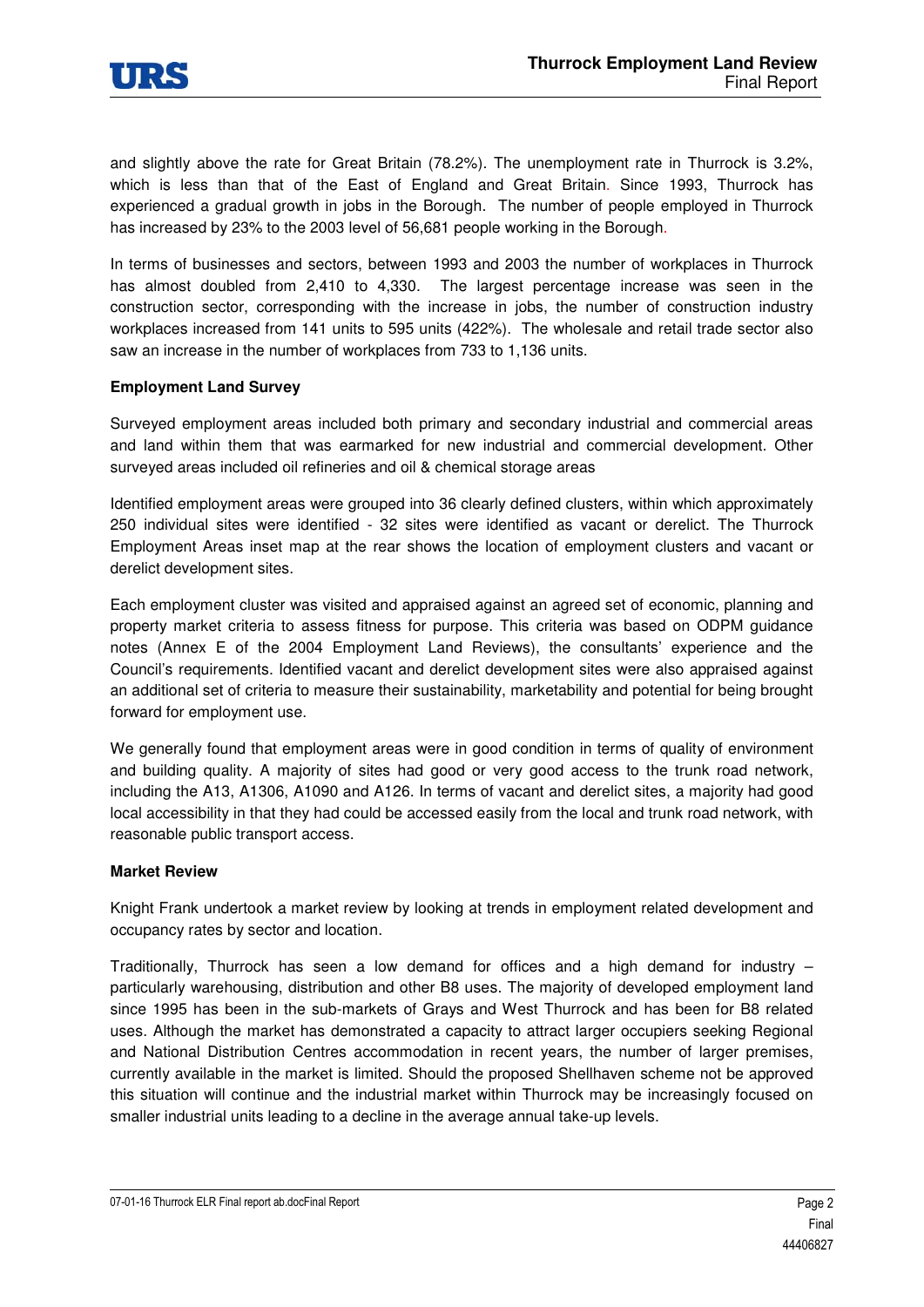and slightly above the rate for Great Britain (78.2%). The unemployment rate in Thurrock is 3.2%, which is less than that of the East of England and Great Britain. Since 1993, Thurrock has experienced a gradual growth in jobs in the Borough. The number of people employed in Thurrock has increased by 23% to the 2003 level of 56,681 people working in the Borough.

In terms of businesses and sectors, between 1993 and 2003 the number of workplaces in Thurrock has almost doubled from 2,410 to 4,330. The largest percentage increase was seen in the construction sector, corresponding with the increase in jobs, the number of construction industry workplaces increased from 141 units to 595 units (422%). The wholesale and retail trade sector also saw an increase in the number of workplaces from 733 to 1,136 units.

**Employment Land Survey**

Surveyed employment areas included both primary and secondary industrial and commercial areas and land within them that was earmarked for new industrial and commercial development. Other surveyed areas included oil refineries and oil & chemical storage areas

Identified employment areas were grouped into 36 clearly defined clusters, within which approximately 250 individual sites were identified - 32 sites were identified as vacant or derelict. The Thurrock Employment Areas inset map at the rear shows the location of employment clusters and vacant or derelict development sites.

Each employment cluster was visited and appraised against an agreed set of economic, planning and property market criteria to assess fitness for purpose. This criteria was based on ODPM guidance notes (Annex E of the 2004 Employment Land Reviews), the consultants' experience and the Council's requirements. Identified vacant and derelict development sites were also appraised against an additional set of criteria to measure their sustainability, marketability and potential for being brought forward for employment use.

We generally found that employment areas were in good condition in terms of quality of environment and building quality. A majority of sites had good or very good access to the trunk road network, including the A13, A1306, A1090 and A126. In terms of vacant and derelict sites, a majority had good local accessibility in that they had could be accessed easily from the local and trunk road network, with reasonable public transport access.

**Market Review**

Knight Frank undertook a market review by looking at trends in employment related development and occupancy rates by sector and location.

Traditionally, Thurrock has seen a low demand for offices and a high demand for industry – particularly warehousing, distribution and other B8 uses. The majority of developed employment land since 1995 has been in the sub-markets of Grays and West Thurrock and has been for B8 related uses. Although the market has demonstrated a capacity to attract larger occupiers seeking Regional and National Distribution Centres accommodation in recent years, the number of larger premises, currently available in the market is limited. Should the proposed Shellhaven scheme not be approved this situation will continue and the industrial market within Thurrock may be increasingly focused on smaller industrial units leading to a decline in the average annual take-up levels.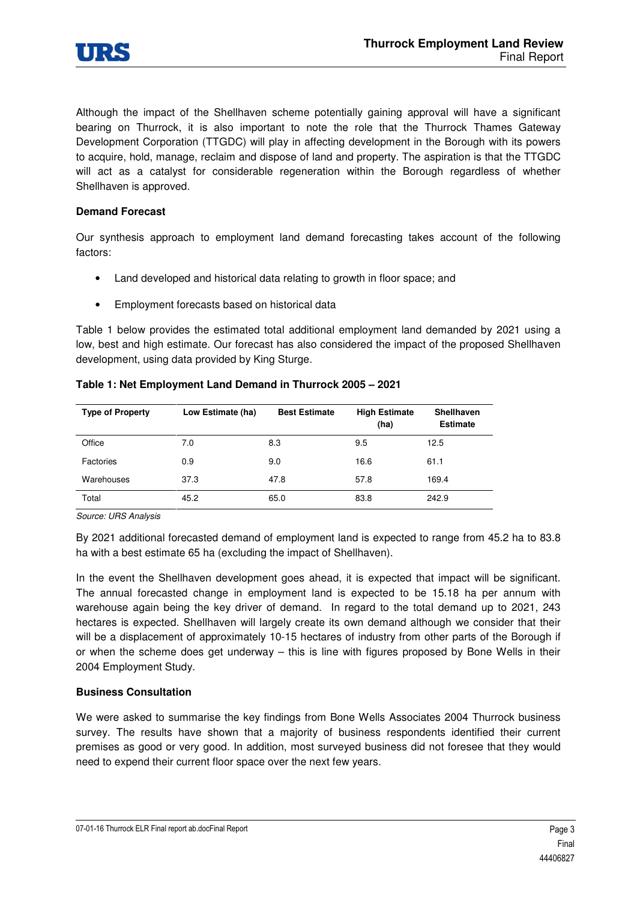Although the impact of the Shellhaven scheme potentially gaining approval will have a significant bearing on Thurrock, it is also important to note the role that the Thurrock Thames Gateway Development Corporation (TTGDC) will play in affecting development in the Borough with its powers to acquire, hold, manage, reclaim and dispose of land and property. The aspiration is that the TTGDC will act as a catalyst for considerable regeneration within the Borough regardless of whether Shellhaven is approved.

**Demand Forecast**

Our synthesis approach to employment land demand forecasting takes account of the following factors:

- Land developed and historical data relating to growth in floor space; and
- Employment forecasts based on historical data

Table 1 below provides the estimated total additional employment land demanded by 2021 using a low, best and high estimate. Our forecast has also considered the impact of the proposed Shellhaven development, using data provided by King Sturge.

**Table 1: Net Employment Land Demand in Thurrock 2005 – 2021**

| Type of Property | Low Estimate (ha) | Best Estimate | High Estimate (ha) | Shellhaven Estimate |
|---|---|---|---|---|
| Office | 7.0 | 8.3 | 9.5 | 12.5 |
| Factories | 0.9 | 9.0 | 16.6 | 61.1 |
| Warehouses | 37.3 | 47.8 | 57.8 | 169.4 |
| Total | 45.2 | 65.0 | 83.8 | 242.9 |

*Source: URS Analysis*

By 2021 additional forecasted demand of employment land is expected to range from 45.2 ha to 83.8 ha with a best estimate 65 ha (excluding the impact of Shellhaven).

In the event the Shellhaven development goes ahead, it is expected that impact will be significant. The annual forecasted change in employment land is expected to be 15.18 ha per annum with warehouse again being the key driver of demand. In regard to the total demand up to 2021, 243 hectares is expected. Shellhaven will largely create its own demand although we consider that their will be a displacement of approximately 10-15 hectares of industry from other parts of the Borough if or when the scheme does get underway – this is line with figures proposed by Bone Wells in their 2004 Employment Study.

**Business Consultation**

We were asked to summarise the key findings from Bone Wells Associates 2004 Thurrock business survey. The results have shown that a majority of business respondents identified their current premises as good or very good. In addition, most surveyed business did not foresee that they would need to expend their current floor space over the next few years.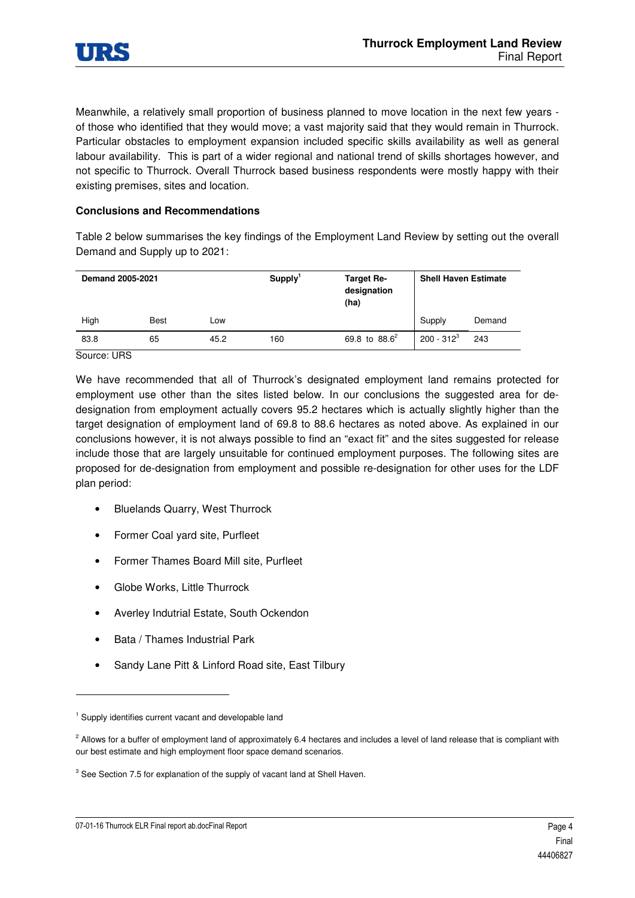Meanwhile, a relatively small proportion of business planned to move location in the next few years - of those who identified that they would move; a vast majority said that they would remain in Thurrock. Particular obstacles to employment expansion included specific skills availability as well as general labour availability. This is part of a wider regional and national trend of skills shortages however, and not specific to Thurrock. Overall Thurrock based business respondents were mostly happy with their existing premises, sites and location.

**Conclusions and Recommendations**

Table 2 below summarises the key findings of the Employment Land Review by setting out the overall Demand and Supply up to 2021:

| Demand 2005-2021 | | | Supply[1] | Target Re-designation (ha) | Shell Haven Estimate | |
|---|---|---|---|---|---|---|
| High | Best | Low | | | Supply | Demand |
| 83.8 | 65 | 45.2 | 160 | 69.8 to 88.6[2] | 200 - 312[3] | 243 |

Source: URS

We have recommended that all of Thurrock's designated employment land remains protected for employment use other than the sites listed below. In our conclusions the suggested area for de-designation from employment actually covers 95.2 hectares which is actually slightly higher than the target designation of employment land of 69.8 to 88.6 hectares as noted above. As explained in our conclusions however, it is not always possible to find an "exact fit" and the sites suggested for release include those that are largely unsuitable for continued employment purposes. The following sites are proposed for de-designation from employment and possible re-designation for other uses for the LDF plan period:

- Bluelands Quarry, West Thurrock
- Former Coal yard site, Purfleet
- Former Thames Board Mill site, Purfleet
- Globe Works, Little Thurrock
- Averley Indutrial Estate, South Ockendon
- Bata / Thames Industrial Park
- Sandy Lane Pitt & Linford Road site, East Tilbury

[1] Supply identifies current vacant and developable land

[2] Allows for a buffer of employment land of approximately 6.4 hectares and includes a level of land release that is compliant with our best estimate and high employment floor space demand scenarios.

[3] See Section 7.5 for explanation of the supply of vacant land at Shell Haven.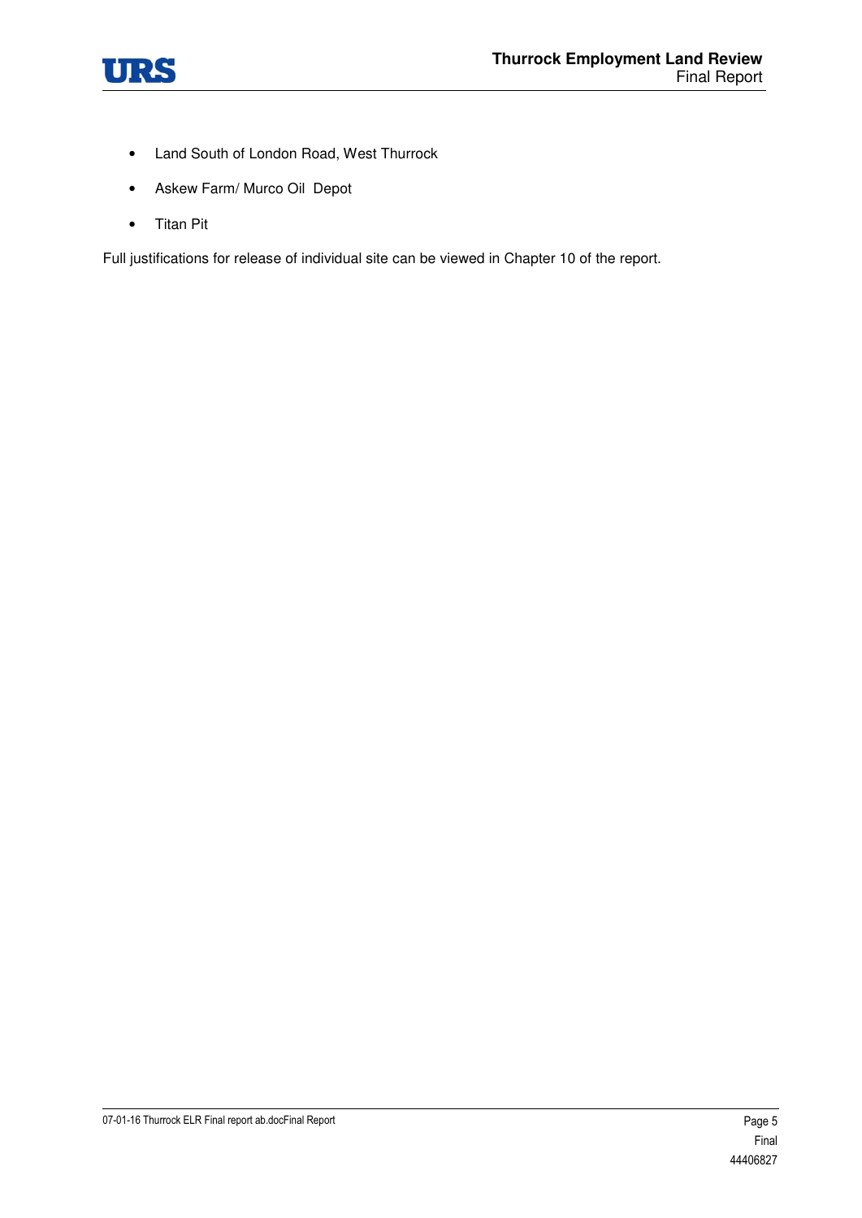- Land South of London Road, West Thurrock
- Askew Farm/ Murco Oil Depot
- Titan Pit

Full justifications for release of individual site can be viewed in Chapter 10 of the report.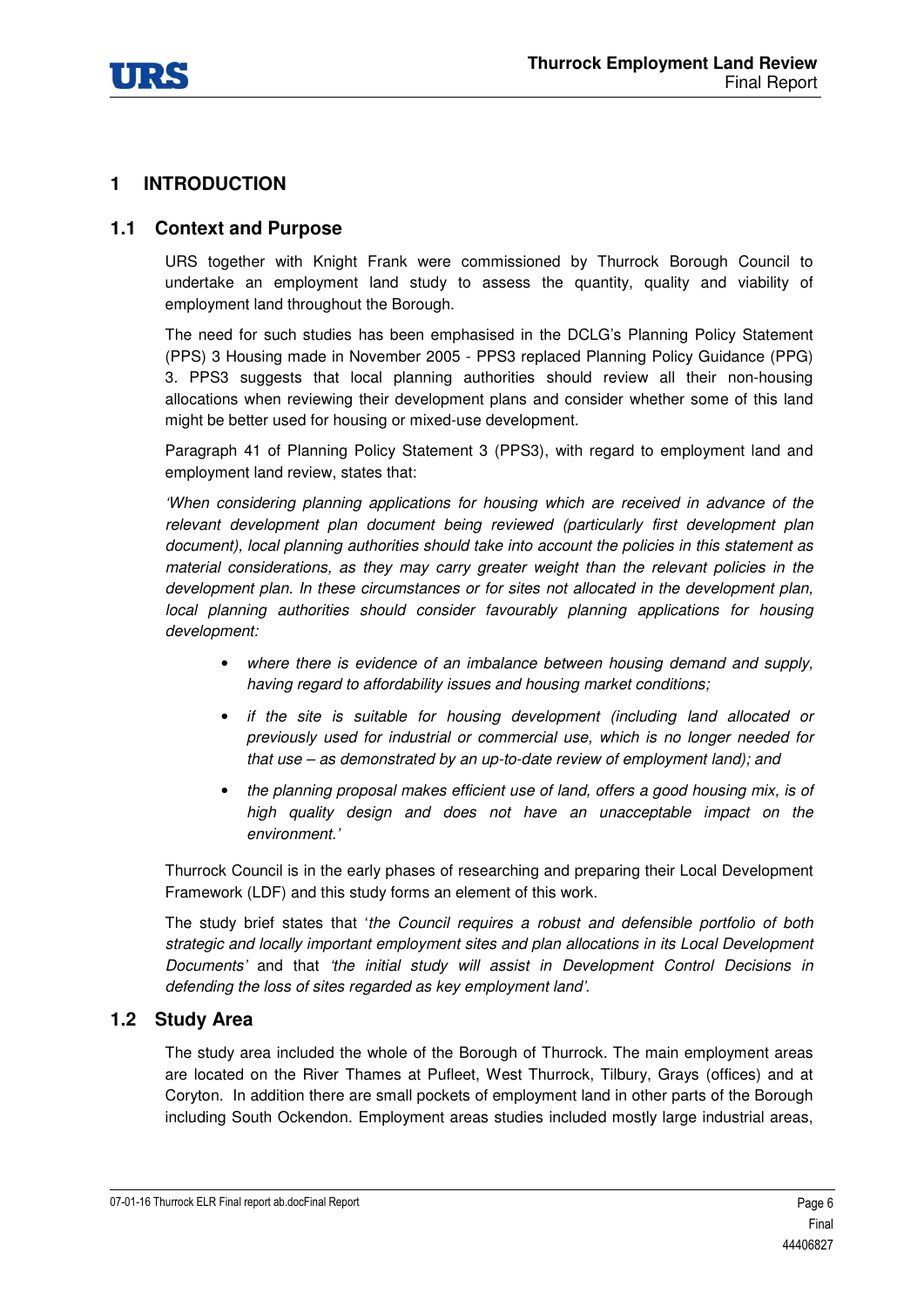# 1 INTRODUCTION

## 1.1 Context and Purpose

URS together with Knight Frank were commissioned by Thurrock Borough Council to undertake an employment land study to assess the quantity, quality and viability of employment land throughout the Borough.

The need for such studies has been emphasised in the DCLG's Planning Policy Statement (PPS) 3 Housing made in November 2005 - PPS3 replaced Planning Policy Guidance (PPG) 3. PPS3 suggests that local planning authorities should review all their non-housing allocations when reviewing their development plans and consider whether some of this land might be better used for housing or mixed-use development.

Paragraph 41 of Planning Policy Statement 3 (PPS3), with regard to employment land and employment land review, states that:

*'When considering planning applications for housing which are received in advance of the relevant development plan document being reviewed (particularly first development plan document), local planning authorities should take into account the policies in this statement as material considerations, as they may carry greater weight than the relevant policies in the development plan. In these circumstances or for sites not allocated in the development plan, local planning authorities should consider favourably planning applications for housing development:*

- *where there is evidence of an imbalance between housing demand and supply, having regard to affordability issues and housing market conditions;*
- *if the site is suitable for housing development (including land allocated or previously used for industrial or commercial use, which is no longer needed for that use – as demonstrated by an up-to-date review of employment land); and*
- *the planning proposal makes efficient use of land, offers a good housing mix, is of high quality design and does not have an unacceptable impact on the environment.'*

Thurrock Council is in the early phases of researching and preparing their Local Development Framework (LDF) and this study forms an element of this work.

The study brief states that '*the Council requires a robust and defensible portfolio of both strategic and locally important employment sites and plan allocations in its Local Development Documents'* and that *'the initial study will assist in Development Control Decisions in defending the loss of sites regarded as key employment land'*.

## 1.2 Study Area

The study area included the whole of the Borough of Thurrock. The main employment areas are located on the River Thames at Pufleet, West Thurrock, Tilbury, Grays (offices) and at Coryton. In addition there are small pockets of employment land in other parts of the Borough including South Ockendon. Employment areas studies included mostly large industrial areas,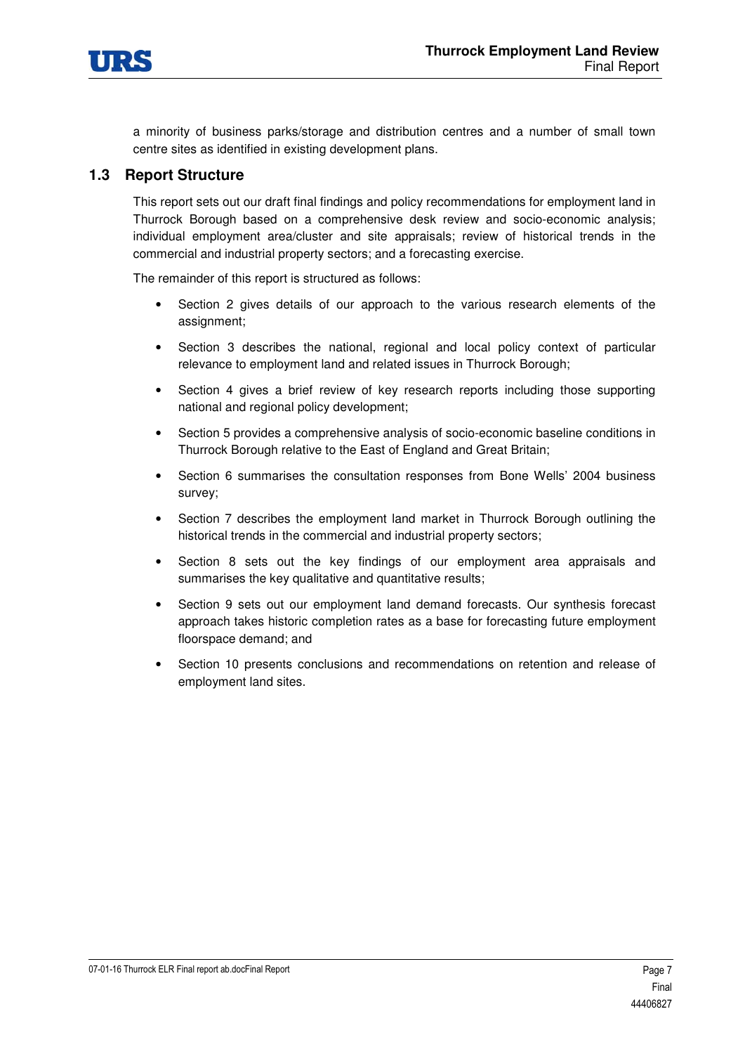a minority of business parks/storage and distribution centres and a number of small town centre sites as identified in existing development plans.

## 1.3 Report Structure

This report sets out our draft final findings and policy recommendations for employment land in Thurrock Borough based on a comprehensive desk review and socio-economic analysis; individual employment area/cluster and site appraisals; review of historical trends in the commercial and industrial property sectors; and a forecasting exercise.

The remainder of this report is structured as follows:

- Section 2 gives details of our approach to the various research elements of the assignment;
- Section 3 describes the national, regional and local policy context of particular relevance to employment land and related issues in Thurrock Borough;
- Section 4 gives a brief review of key research reports including those supporting national and regional policy development;
- Section 5 provides a comprehensive analysis of socio-economic baseline conditions in Thurrock Borough relative to the East of England and Great Britain;
- Section 6 summarises the consultation responses from Bone Wells' 2004 business survey;
- Section 7 describes the employment land market in Thurrock Borough outlining the historical trends in the commercial and industrial property sectors;
- Section 8 sets out the key findings of our employment area appraisals and summarises the key qualitative and quantitative results;
- Section 9 sets out our employment land demand forecasts. Our synthesis forecast approach takes historic completion rates as a base for forecasting future employment floorspace demand; and
- Section 10 presents conclusions and recommendations on retention and release of employment land sites.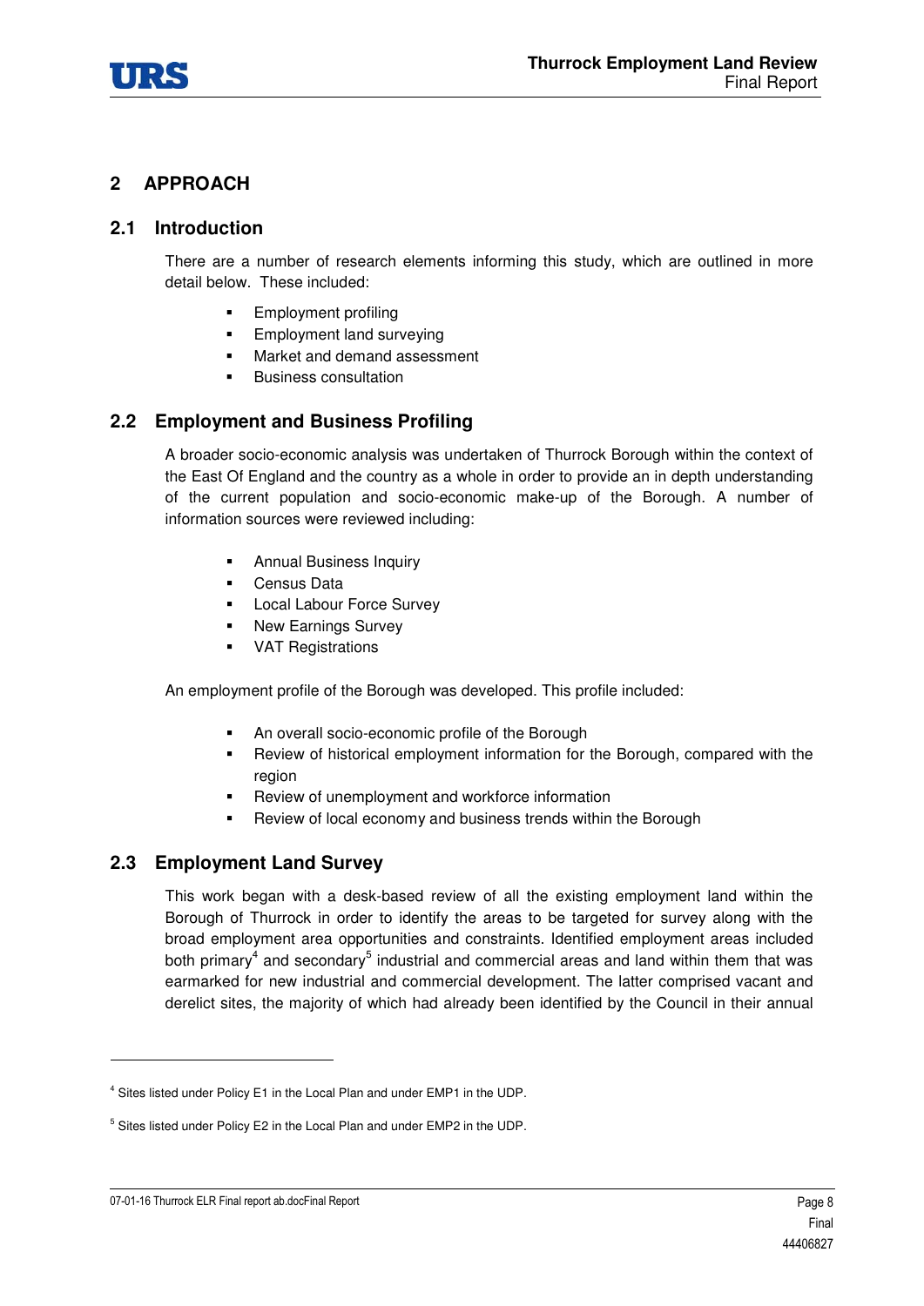## 2 APPROACH

### 2.1 Introduction

There are a number of research elements informing this study, which are outlined in more detail below. These included:

- Employment profiling
- Employment land surveying
- Market and demand assessment
- Business consultation

### 2.2 Employment and Business Profiling

A broader socio-economic analysis was undertaken of Thurrock Borough within the context of the East Of England and the country as a whole in order to provide an in depth understanding of the current population and socio-economic make-up of the Borough. A number of information sources were reviewed including:

- Annual Business Inquiry
- Census Data
- Local Labour Force Survey
- New Earnings Survey
- VAT Registrations

An employment profile of the Borough was developed. This profile included:

- An overall socio-economic profile of the Borough
- Review of historical employment information for the Borough, compared with the region
- Review of unemployment and workforce information
- Review of local economy and business trends within the Borough

### 2.3 Employment Land Survey

This work began with a desk-based review of all the existing employment land within the Borough of Thurrock in order to identify the areas to be targeted for survey along with the broad employment area opportunities and constraints. Identified employment areas included both primary[4] and secondary[5] industrial and commercial areas and land within them that was earmarked for new industrial and commercial development. The latter comprised vacant and derelict sites, the majority of which had already been identified by the Council in their annual

---

[4] Sites listed under Policy E1 in the Local Plan and under EMP1 in the UDP.

[5] Sites listed under Policy E2 in the Local Plan and under EMP2 in the UDP.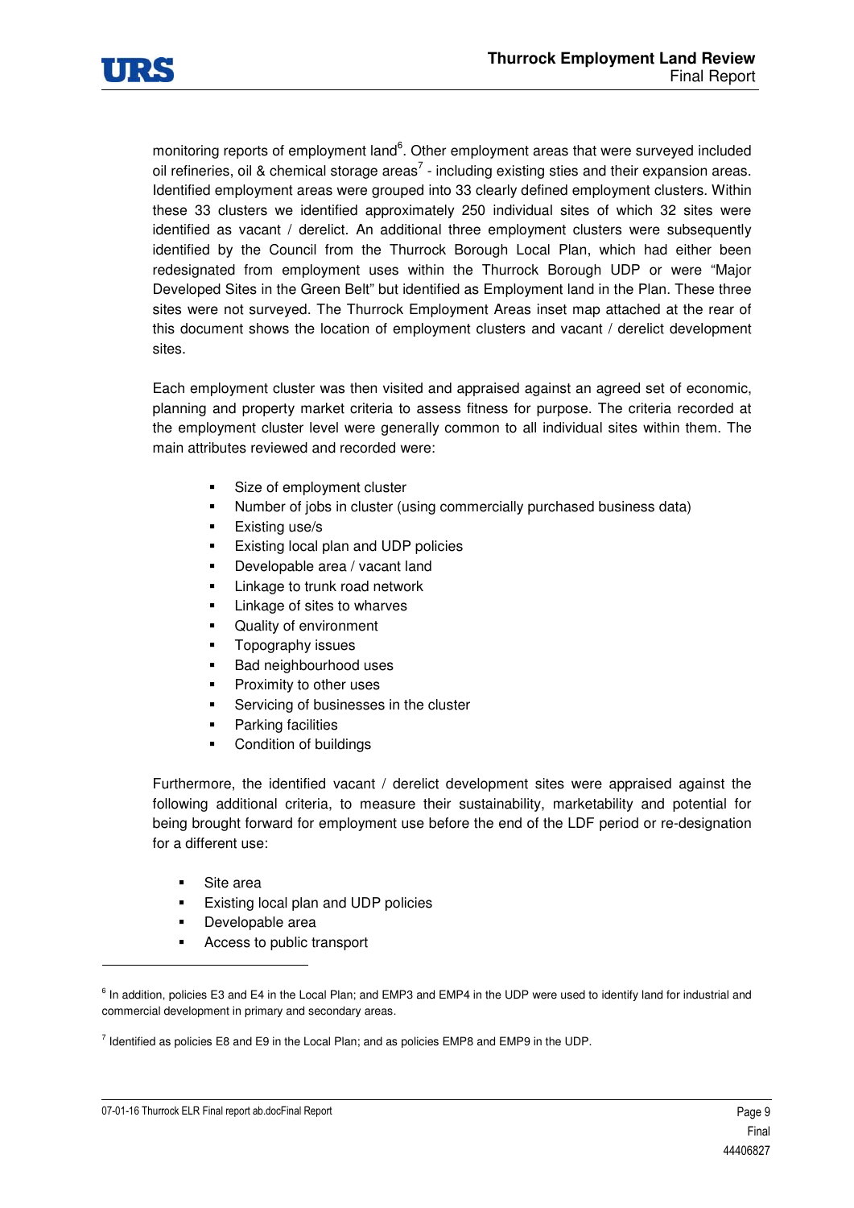monitoring reports of employment land[6]. Other employment areas that were surveyed included oil refineries, oil & chemical storage areas[7] - including existing sties and their expansion areas. Identified employment areas were grouped into 33 clearly defined employment clusters. Within these 33 clusters we identified approximately 250 individual sites of which 32 sites were identified as vacant / derelict. An additional three employment clusters were subsequently identified by the Council from the Thurrock Borough Local Plan, which had either been redesignated from employment uses within the Thurrock Borough UDP or were "Major Developed Sites in the Green Belt" but identified as Employment land in the Plan. These three sites were not surveyed. The Thurrock Employment Areas inset map attached at the rear of this document shows the location of employment clusters and vacant / derelict development sites.

Each employment cluster was then visited and appraised against an agreed set of economic, planning and property market criteria to assess fitness for purpose. The criteria recorded at the employment cluster level were generally common to all individual sites within them. The main attributes reviewed and recorded were:

- Size of employment cluster
- Number of jobs in cluster (using commercially purchased business data)
- Existing use/s
- Existing local plan and UDP policies
- Developable area / vacant land
- Linkage to trunk road network
- Linkage of sites to wharves
- Quality of environment
- Topography issues
- Bad neighbourhood uses
- Proximity to other uses
- Servicing of businesses in the cluster
- Parking facilities
- Condition of buildings

Furthermore, the identified vacant / derelict development sites were appraised against the following additional criteria, to measure their sustainability, marketability and potential for being brought forward for employment use before the end of the LDF period or re-designation for a different use:

- Site area
- Existing local plan and UDP policies
- Developable area
- Access to public transport

---

[6] In addition, policies E3 and E4 in the Local Plan; and EMP3 and EMP4 in the UDP were used to identify land for industrial and commercial development in primary and secondary areas.

[7] Identified as policies E8 and E9 in the Local Plan; and as policies EMP8 and EMP9 in the UDP.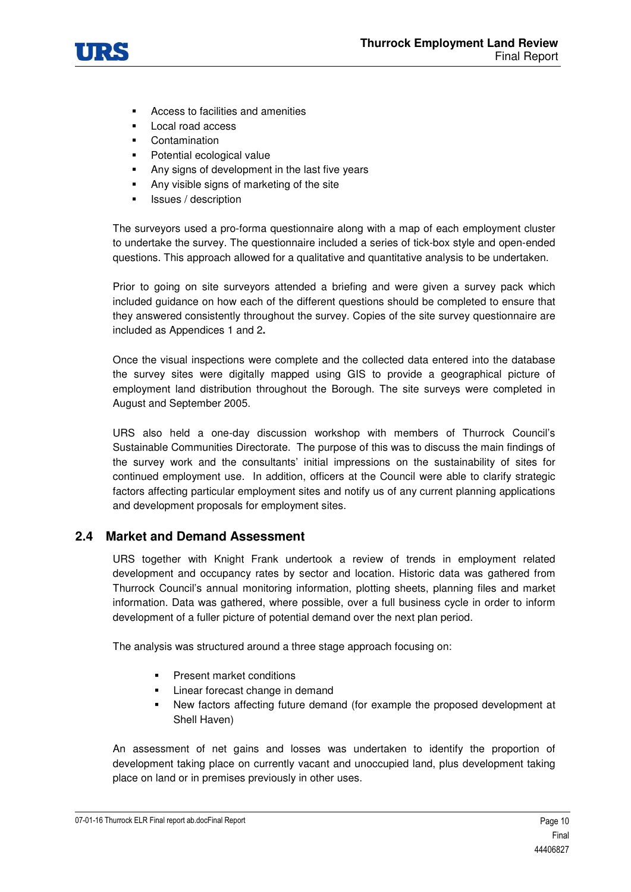- Access to facilities and amenities
- Local road access
- Contamination
- Potential ecological value
- Any signs of development in the last five years
- Any visible signs of marketing of the site
- Issues / description

The surveyors used a pro-forma questionnaire along with a map of each employment cluster to undertake the survey. The questionnaire included a series of tick-box style and open-ended questions. This approach allowed for a qualitative and quantitative analysis to be undertaken.

Prior to going on site surveyors attended a briefing and were given a survey pack which included guidance on how each of the different questions should be completed to ensure that they answered consistently throughout the survey. Copies of the site survey questionnaire are included as Appendices 1 and 2**.**

Once the visual inspections were complete and the collected data entered into the database the survey sites were digitally mapped using GIS to provide a geographical picture of employment land distribution throughout the Borough. The site surveys were completed in August and September 2005.

URS also held a one-day discussion workshop with members of Thurrock Council's Sustainable Communities Directorate. The purpose of this was to discuss the main findings of the survey work and the consultants' initial impressions on the sustainability of sites for continued employment use. In addition, officers at the Council were able to clarify strategic factors affecting particular employment sites and notify us of any current planning applications and development proposals for employment sites.

## 2.4 Market and Demand Assessment

URS together with Knight Frank undertook a review of trends in employment related development and occupancy rates by sector and location. Historic data was gathered from Thurrock Council's annual monitoring information, plotting sheets, planning files and market information. Data was gathered, where possible, over a full business cycle in order to inform development of a fuller picture of potential demand over the next plan period.

The analysis was structured around a three stage approach focusing on:

- Present market conditions
- Linear forecast change in demand
- New factors affecting future demand (for example the proposed development at Shell Haven)

An assessment of net gains and losses was undertaken to identify the proportion of development taking place on currently vacant and unoccupied land, plus development taking place on land or in premises previously in other uses.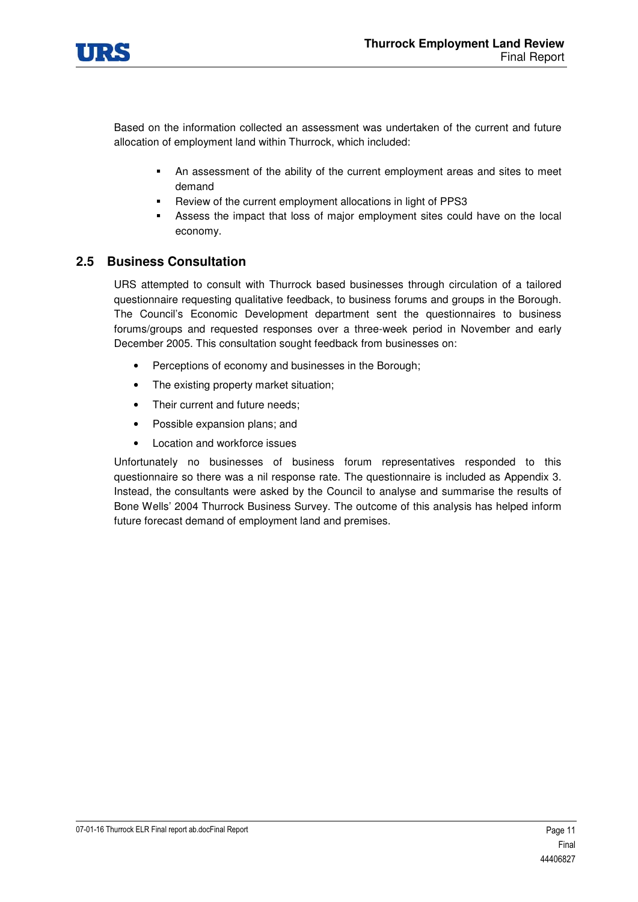Based on the information collected an assessment was undertaken of the current and future allocation of employment land within Thurrock, which included:

- An assessment of the ability of the current employment areas and sites to meet demand
- Review of the current employment allocations in light of PPS3
- Assess the impact that loss of major employment sites could have on the local economy.

## 2.5 Business Consultation

URS attempted to consult with Thurrock based businesses through circulation of a tailored questionnaire requesting qualitative feedback, to business forums and groups in the Borough. The Council's Economic Development department sent the questionnaires to business forums/groups and requested responses over a three-week period in November and early December 2005. This consultation sought feedback from businesses on:

- Perceptions of economy and businesses in the Borough;
- The existing property market situation;
- Their current and future needs;
- Possible expansion plans; and
- Location and workforce issues

Unfortunately no businesses of business forum representatives responded to this questionnaire so there was a nil response rate. The questionnaire is included as Appendix 3. Instead, the consultants were asked by the Council to analyse and summarise the results of Bone Wells' 2004 Thurrock Business Survey. The outcome of this analysis has helped inform future forecast demand of employment land and premises.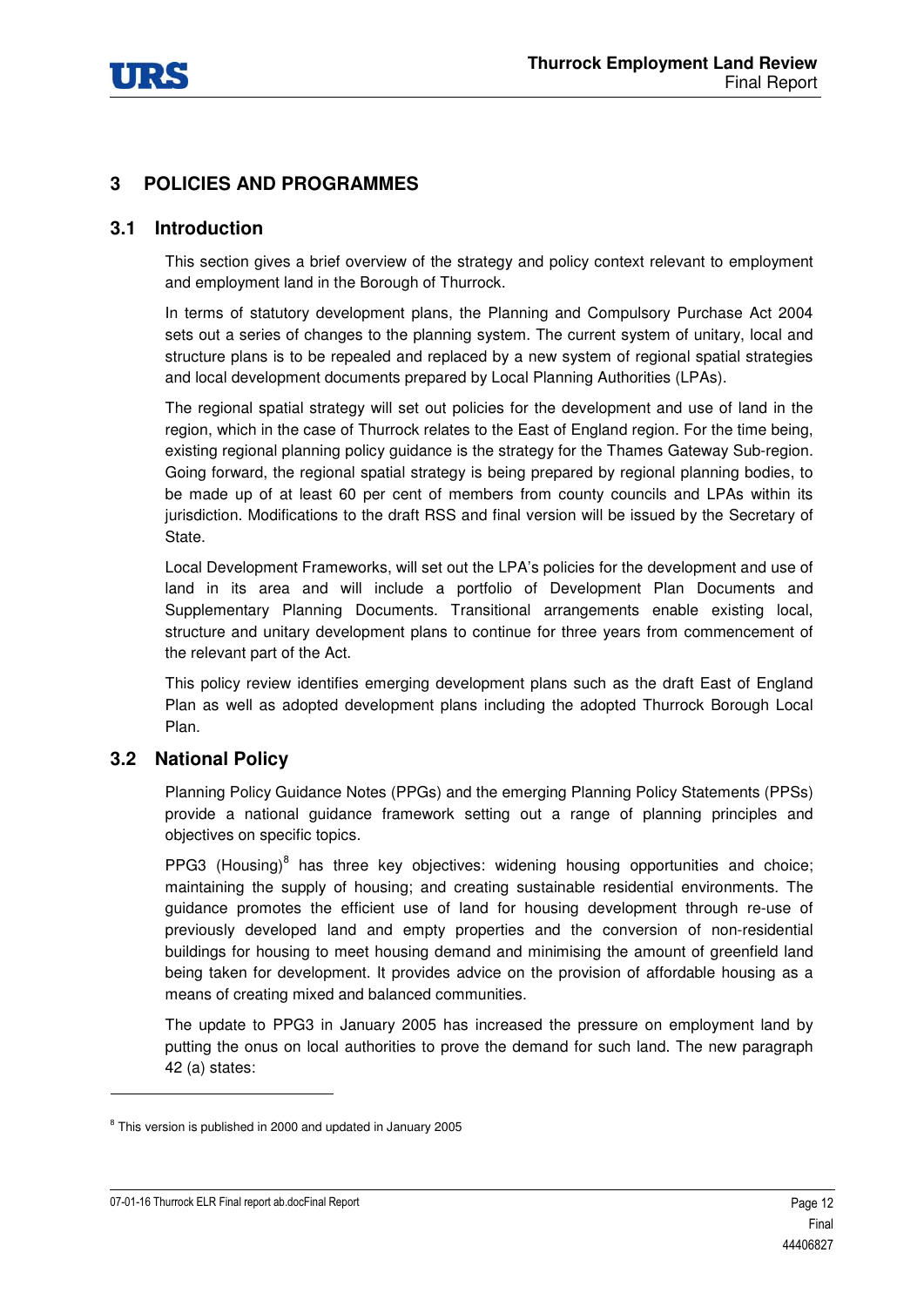## 3 POLICIES AND PROGRAMMES

### 3.1 Introduction

This section gives a brief overview of the strategy and policy context relevant to employment and employment land in the Borough of Thurrock.

In terms of statutory development plans, the Planning and Compulsory Purchase Act 2004 sets out a series of changes to the planning system. The current system of unitary, local and structure plans is to be repealed and replaced by a new system of regional spatial strategies and local development documents prepared by Local Planning Authorities (LPAs).

The regional spatial strategy will set out policies for the development and use of land in the region, which in the case of Thurrock relates to the East of England region. For the time being, existing regional planning policy guidance is the strategy for the Thames Gateway Sub-region. Going forward, the regional spatial strategy is being prepared by regional planning bodies, to be made up of at least 60 per cent of members from county councils and LPAs within its jurisdiction. Modifications to the draft RSS and final version will be issued by the Secretary of State.

Local Development Frameworks, will set out the LPA's policies for the development and use of land in its area and will include a portfolio of Development Plan Documents and Supplementary Planning Documents. Transitional arrangements enable existing local, structure and unitary development plans to continue for three years from commencement of the relevant part of the Act.

This policy review identifies emerging development plans such as the draft East of England Plan as well as adopted development plans including the adopted Thurrock Borough Local Plan.

### 3.2 National Policy

Planning Policy Guidance Notes (PPGs) and the emerging Planning Policy Statements (PPSs) provide a national guidance framework setting out a range of planning principles and objectives on specific topics.

PPG3 (Housing)[8] has three key objectives: widening housing opportunities and choice; maintaining the supply of housing; and creating sustainable residential environments. The guidance promotes the efficient use of land for housing development through re-use of previously developed land and empty properties and the conversion of non-residential buildings for housing to meet housing demand and minimising the amount of greenfield land being taken for development. It provides advice on the provision of affordable housing as a means of creating mixed and balanced communities.

The update to PPG3 in January 2005 has increased the pressure on employment land by putting the onus on local authorities to prove the demand for such land. The new paragraph 42 (a) states:

---

[8] This version is published in 2000 and updated in January 2005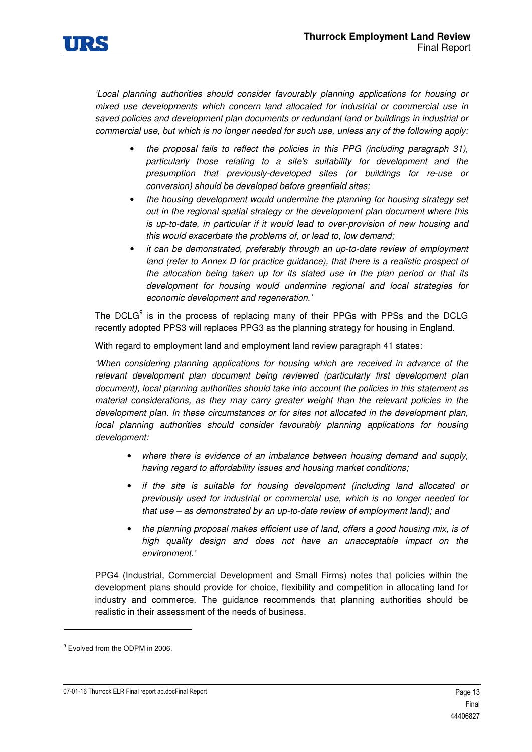*'Local planning authorities should consider favourably planning applications for housing or mixed use developments which concern land allocated for industrial or commercial use in saved policies and development plan documents or redundant land or buildings in industrial or commercial use, but which is no longer needed for such use, unless any of the following apply:*

- *the proposal fails to reflect the policies in this PPG (including paragraph 31), particularly those relating to a site's suitability for development and the presumption that previously-developed sites (or buildings for re-use or conversion) should be developed before greenfield sites;*
- *the housing development would undermine the planning for housing strategy set out in the regional spatial strategy or the development plan document where this is up-to-date, in particular if it would lead to over-provision of new housing and this would exacerbate the problems of, or lead to, low demand;*
- *it can be demonstrated, preferably through an up-to-date review of employment land (refer to Annex D for practice guidance), that there is a realistic prospect of the allocation being taken up for its stated use in the plan period or that its development for housing would undermine regional and local strategies for economic development and regeneration.'*

The DCLG[9] is in the process of replacing many of their PPGs with PPSs and the DCLG recently adopted PPS3 will replaces PPG3 as the planning strategy for housing in England.

With regard to employment land and employment land review paragraph 41 states:

*'When considering planning applications for housing which are received in advance of the relevant development plan document being reviewed (particularly first development plan document), local planning authorities should take into account the policies in this statement as material considerations, as they may carry greater weight than the relevant policies in the development plan. In these circumstances or for sites not allocated in the development plan, local planning authorities should consider favourably planning applications for housing development:*

- *where there is evidence of an imbalance between housing demand and supply, having regard to affordability issues and housing market conditions;*
- *if the site is suitable for housing development (including land allocated or previously used for industrial or commercial use, which is no longer needed for that use – as demonstrated by an up-to-date review of employment land); and*
- *the planning proposal makes efficient use of land, offers a good housing mix, is of high quality design and does not have an unacceptable impact on the environment.'*

PPG4 (Industrial, Commercial Development and Small Firms) notes that policies within the development plans should provide for choice, flexibility and competition in allocating land for industry and commerce. The guidance recommends that planning authorities should be realistic in their assessment of the needs of business.

---

[9] Evolved from the ODPM in 2006.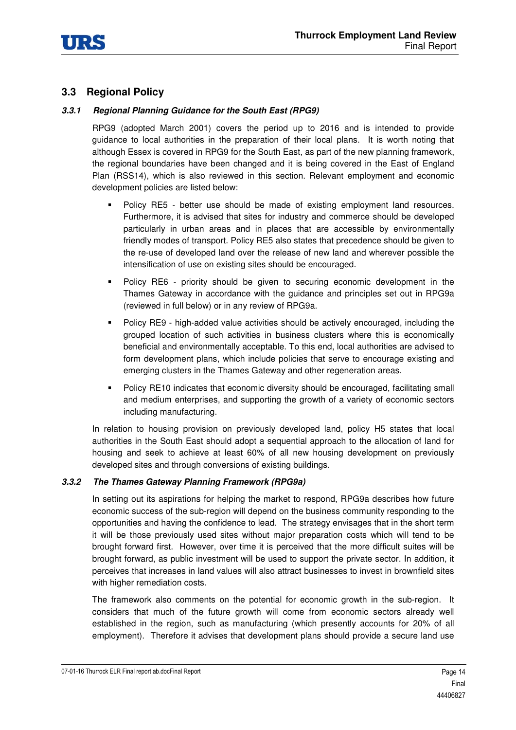## 3.3 Regional Policy

### *3.3.1 Regional Planning Guidance for the South East (RPG9)*

RPG9 (adopted March 2001) covers the period up to 2016 and is intended to provide guidance to local authorities in the preparation of their local plans. It is worth noting that although Essex is covered in RPG9 for the South East, as part of the new planning framework, the regional boundaries have been changed and it is being covered in the East of England Plan (RSS14), which is also reviewed in this section. Relevant employment and economic development policies are listed below:

- Policy RE5 - better use should be made of existing employment land resources. Furthermore, it is advised that sites for industry and commerce should be developed particularly in urban areas and in places that are accessible by environmentally friendly modes of transport. Policy RE5 also states that precedence should be given to the re-use of developed land over the release of new land and wherever possible the intensification of use on existing sites should be encouraged.
- Policy RE6 - priority should be given to securing economic development in the Thames Gateway in accordance with the guidance and principles set out in RPG9a (reviewed in full below) or in any review of RPG9a.
- Policy RE9 - high-added value activities should be actively encouraged, including the grouped location of such activities in business clusters where this is economically beneficial and environmentally acceptable. To this end, local authorities are advised to form development plans, which include policies that serve to encourage existing and emerging clusters in the Thames Gateway and other regeneration areas.
- Policy RE10 indicates that economic diversity should be encouraged, facilitating small and medium enterprises, and supporting the growth of a variety of economic sectors including manufacturing.

In relation to housing provision on previously developed land, policy H5 states that local authorities in the South East should adopt a sequential approach to the allocation of land for housing and seek to achieve at least 60% of all new housing development on previously developed sites and through conversions of existing buildings.

### *3.3.2 The Thames Gateway Planning Framework (RPG9a)*

In setting out its aspirations for helping the market to respond, RPG9a describes how future economic success of the sub-region will depend on the business community responding to the opportunities and having the confidence to lead. The strategy envisages that in the short term it will be those previously used sites without major preparation costs which will tend to be brought forward first. However, over time it is perceived that the more difficult suites will be brought forward, as public investment will be used to support the private sector. In addition, it perceives that increases in land values will also attract businesses to invest in brownfield sites with higher remediation costs.

The framework also comments on the potential for economic growth in the sub-region. It considers that much of the future growth will come from economic sectors already well established in the region, such as manufacturing (which presently accounts for 20% of all employment). Therefore it advises that development plans should provide a secure land use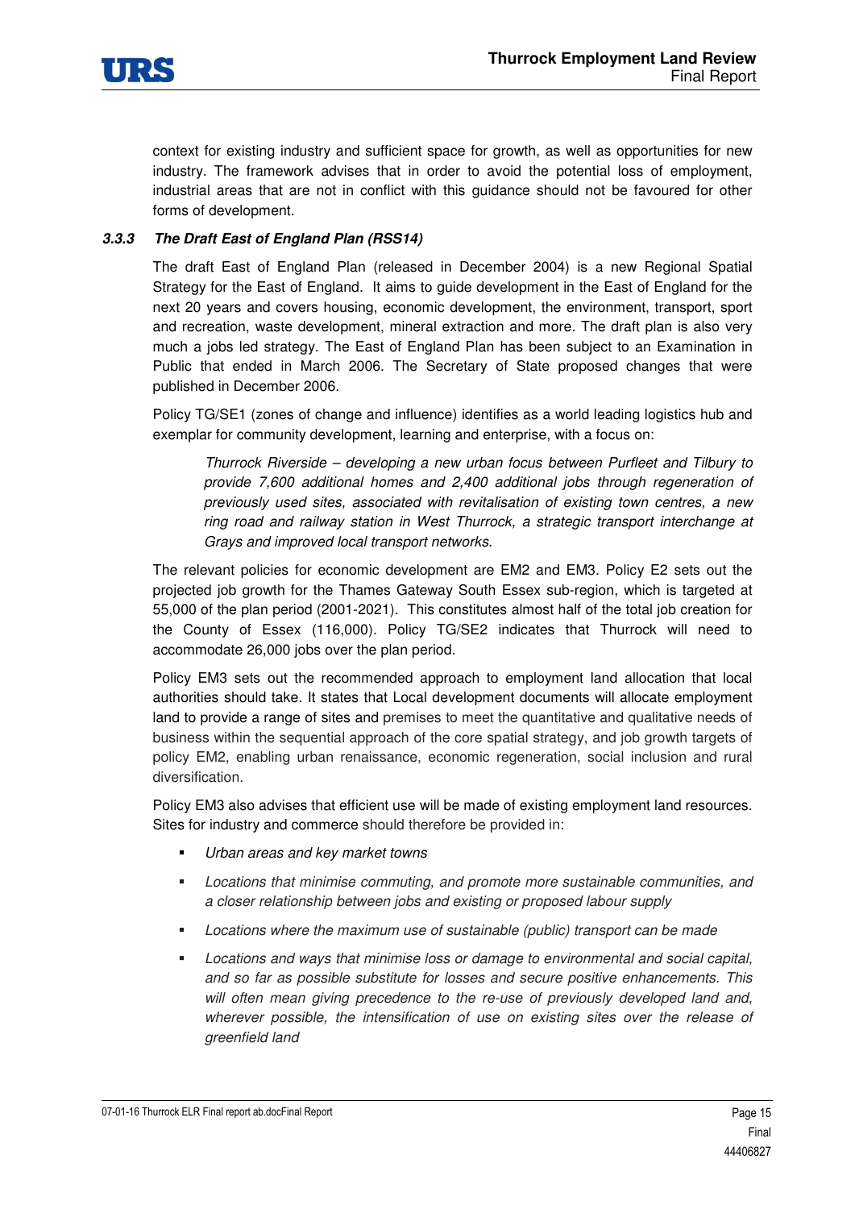context for existing industry and sufficient space for growth, as well as opportunities for new industry. The framework advises that in order to avoid the potential loss of employment, industrial areas that are not in conflict with this guidance should not be favoured for other forms of development.

### *3.3.3 The Draft East of England Plan (RSS14)*

The draft East of England Plan (released in December 2004) is a new Regional Spatial Strategy for the East of England. It aims to guide development in the East of England for the next 20 years and covers housing, economic development, the environment, transport, sport and recreation, waste development, mineral extraction and more. The draft plan is also very much a jobs led strategy. The East of England Plan has been subject to an Examination in Public that ended in March 2006. The Secretary of State proposed changes that were published in December 2006.

Policy TG/SE1 (zones of change and influence) identifies as a world leading logistics hub and exemplar for community development, learning and enterprise, with a focus on:

> *Thurrock Riverside – developing a new urban focus between Purfleet and Tilbury to provide 7,600 additional homes and 2,400 additional jobs through regeneration of previously used sites, associated with revitalisation of existing town centres, a new ring road and railway station in West Thurrock, a strategic transport interchange at Grays and improved local transport networks.*

The relevant policies for economic development are EM2 and EM3. Policy E2 sets out the projected job growth for the Thames Gateway South Essex sub-region, which is targeted at 55,000 of the plan period (2001-2021). This constitutes almost half of the total job creation for the County of Essex (116,000). Policy TG/SE2 indicates that Thurrock will need to accommodate 26,000 jobs over the plan period.

Policy EM3 sets out the recommended approach to employment land allocation that local authorities should take. It states that Local development documents will allocate employment land to provide a range of sites and premises to meet the quantitative and qualitative needs of business within the sequential approach of the core spatial strategy, and job growth targets of policy EM2, enabling urban renaissance, economic regeneration, social inclusion and rural diversification.

Policy EM3 also advises that efficient use will be made of existing employment land resources. Sites for industry and commerce should therefore be provided in:

- *Urban areas and key market towns*
- *Locations that minimise commuting, and promote more sustainable communities, and a closer relationship between jobs and existing or proposed labour supply*
- *Locations where the maximum use of sustainable (public) transport can be made*
- *Locations and ways that minimise loss or damage to environmental and social capital, and so far as possible substitute for losses and secure positive enhancements. This will often mean giving precedence to the re-use of previously developed land and, wherever possible, the intensification of use on existing sites over the release of greenfield land*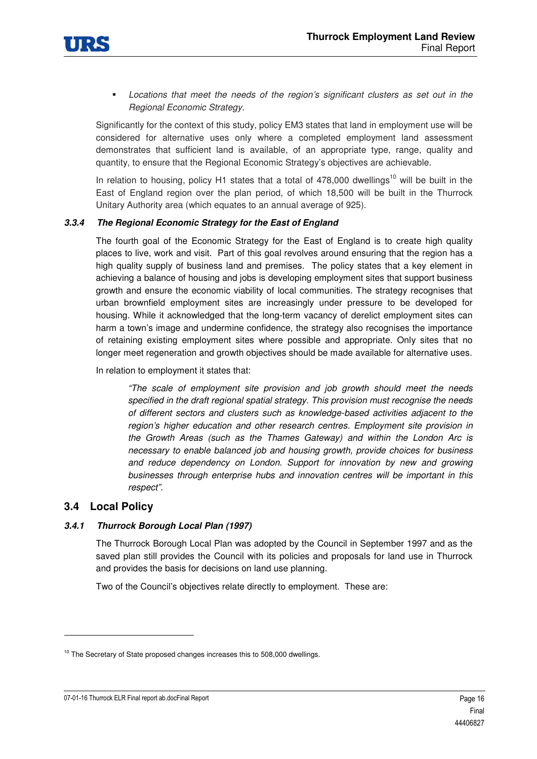- *Locations that meet the needs of the region's significant clusters as set out in the Regional Economic Strategy*.

Significantly for the context of this study, policy EM3 states that land in employment use will be considered for alternative uses only where a completed employment land assessment demonstrates that sufficient land is available, of an appropriate type, range, quality and quantity, to ensure that the Regional Economic Strategy's objectives are achievable.

In relation to housing, policy H1 states that a total of 478,000 dwellings[10] will be built in the East of England region over the plan period, of which 18,500 will be built in the Thurrock Unitary Authority area (which equates to an annual average of 925).

#### *3.3.4 The Regional Economic Strategy for the East of England*

The fourth goal of the Economic Strategy for the East of England is to create high quality places to live, work and visit. Part of this goal revolves around ensuring that the region has a high quality supply of business land and premises. The policy states that a key element in achieving a balance of housing and jobs is developing employment sites that support business growth and ensure the economic viability of local communities. The strategy recognises that urban brownfield employment sites are increasingly under pressure to be developed for housing. While it acknowledged that the long-term vacancy of derelict employment sites can harm a town's image and undermine confidence, the strategy also recognises the importance of retaining existing employment sites where possible and appropriate. Only sites that no longer meet regeneration and growth objectives should be made available for alternative uses.

In relation to employment it states that:

> *"The scale of employment site provision and job growth should meet the needs specified in the draft regional spatial strategy. This provision must recognise the needs of different sectors and clusters such as knowledge-based activities adjacent to the region's higher education and other research centres. Employment site provision in the Growth Areas (such as the Thames Gateway) and within the London Arc is necessary to enable balanced job and housing growth, provide choices for business and reduce dependency on London. Support for innovation by new and growing businesses through enterprise hubs and innovation centres will be important in this respect".*

### 3.4 Local Policy

#### *3.4.1 Thurrock Borough Local Plan (1997)*

The Thurrock Borough Local Plan was adopted by the Council in September 1997 and as the saved plan still provides the Council with its policies and proposals for land use in Thurrock and provides the basis for decisions on land use planning.

Two of the Council's objectives relate directly to employment. These are:

---

[10] The Secretary of State proposed changes increases this to 508,000 dwellings.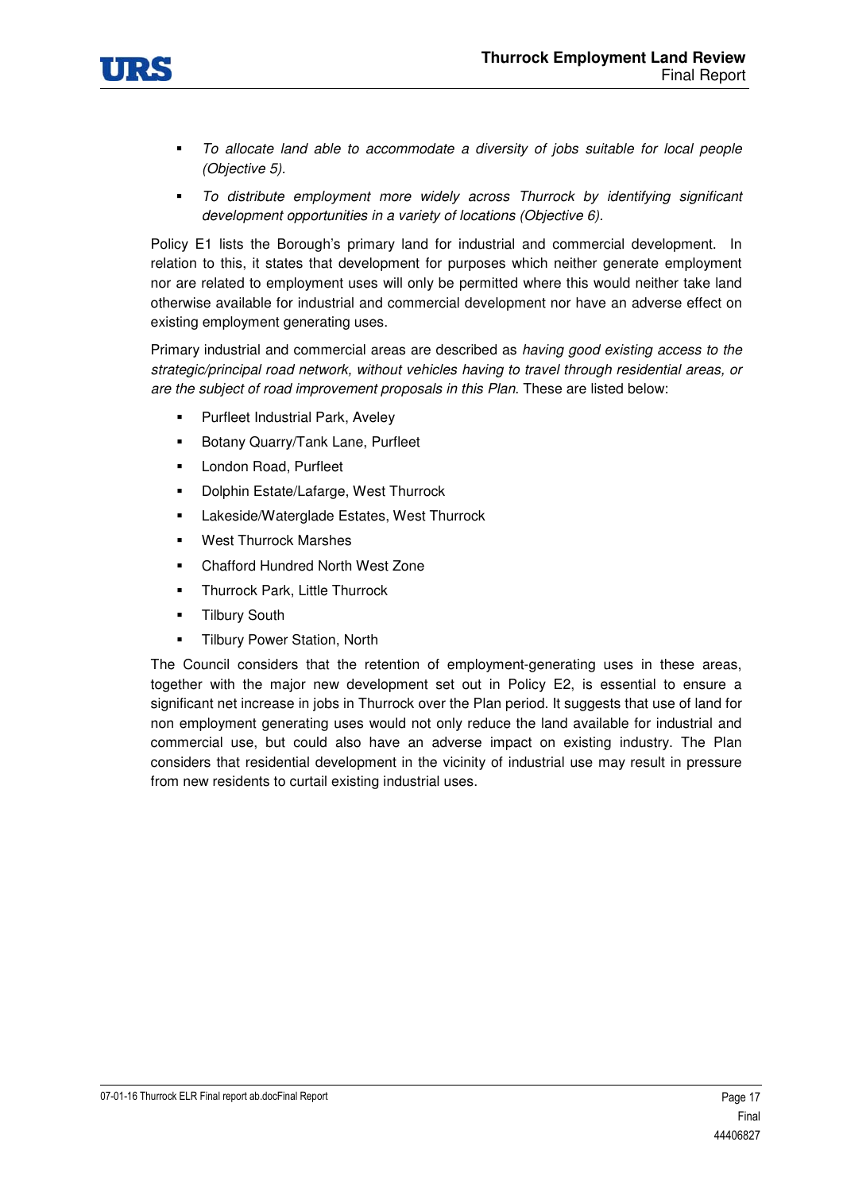- *To allocate land able to accommodate a diversity of jobs suitable for local people (Objective 5).*
- *To distribute employment more widely across Thurrock by identifying significant development opportunities in a variety of locations (Objective 6).*

Policy E1 lists the Borough's primary land for industrial and commercial development. In relation to this, it states that development for purposes which neither generate employment nor are related to employment uses will only be permitted where this would neither take land otherwise available for industrial and commercial development nor have an adverse effect on existing employment generating uses.

Primary industrial and commercial areas are described as *having good existing access to the strategic/principal road network, without vehicles having to travel through residential areas, or are the subject of road improvement proposals in this Plan*. These are listed below:

- Purfleet Industrial Park, Aveley
- Botany Quarry/Tank Lane, Purfleet
- London Road, Purfleet
- Dolphin Estate/Lafarge, West Thurrock
- Lakeside/Waterglade Estates, West Thurrock
- West Thurrock Marshes
- Chafford Hundred North West Zone
- Thurrock Park, Little Thurrock
- Tilbury South
- Tilbury Power Station, North

The Council considers that the retention of employment-generating uses in these areas, together with the major new development set out in Policy E2, is essential to ensure a significant net increase in jobs in Thurrock over the Plan period. It suggests that use of land for non employment generating uses would not only reduce the land available for industrial and commercial use, but could also have an adverse impact on existing industry. The Plan considers that residential development in the vicinity of industrial use may result in pressure from new residents to curtail existing industrial uses.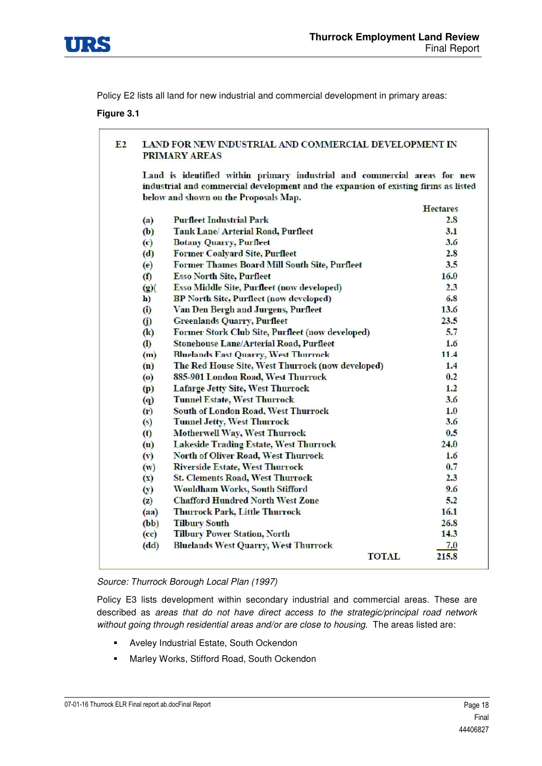Policy E2 lists all land for new industrial and commercial development in primary areas:

**Figure 3.1**

**E2 LAND FOR NEW INDUSTRIAL AND COMMERCIAL DEVELOPMENT IN PRIMARY AREAS**

Land is identified within primary industrial and commercial areas for new industrial and commercial development and the expansion of existing firms as listed below and shown on the Proposals Map.

| | | Hectares |
|---|---|---|
| (a) | Purfleet Industrial Park | 2.8 |
| (b) | Tank Lane/ Arterial Road, Purfleet | 3.1 |
| (c) | Botany Quarry, Purfleet | 3.6 |
| (d) | Former Coalyard Site, Purfleet | 2.8 |
| (e) | Former Thames Board Mill South Site, Purfleet | 3.5 |
| (f) | Esso North Site, Purfleet | 16.0 |
| (g)( | Esso Middle Site, Purfleet (now developed) | 2.3 |
| h) | BP North Site, Purfleet (now developed) | 6.8 |
| (i) | Van Den Bergh and Jurgens, Purfleet | 13.6 |
| (j) | Greenlands Quarry, Purfleet | 23.5 |
| (k) | Former Stork Club Site, Purfleet (now developed) | 5.7 |
| (l) | Stonehouse Lane/Arterial Road, Purfleet | 1.6 |
| (m) | Bluelands East Quarry, West Thurrock | 11.4 |
| (n) | The Red House Site, West Thurrock (now developed) | 1.4 |
| (o) | 885-901 London Road, West Thurrock | 0.2 |
| (p) | Lafarge Jetty Site, West Thurrock | 1.2 |
| (q) | Tunnel Estate, West Thurrock | 3.6 |
| (r) | South of London Road, West Thurrock | 1.0 |
| (s) | Tunnel Jetty, West Thurrock | 3.6 |
| (t) | Motherwell Way, West Thurrock | 0.5 |
| (u) | Lakeside Trading Estate, West Thurrock | 24.0 |
| (v) | North of Oliver Road, West Thurrock | 1.6 |
| (w) | Riverside Estate, West Thurrock | 0.7 |
| (x) | St. Clements Road, West Thurrock | 2.3 |
| (y) | Wouldham Works, South Stifford | 9.6 |
| (z) | Chafford Hundred North West Zone | 5.2 |
| (aa) | Thurrock Park, Little Thurrock | 16.1 |
| (bb) | Tilbury South | 26.8 |
| (cc) | Tilbury Power Station, North | 14.3 |
| (dd) | Bluelands West Quarry, West Thurrock | 7.0 |
| | TOTAL | 215.8 |

*Source: Thurrock Borough Local Plan (1997)*

Policy E3 lists development within secondary industrial and commercial areas. These are described as *areas that do not have direct access to the strategic/principal road network without going through residential areas and/or are close to housing*. The areas listed are:

- Aveley Industrial Estate, South Ockendon
- Marley Works, Stifford Road, South Ockendon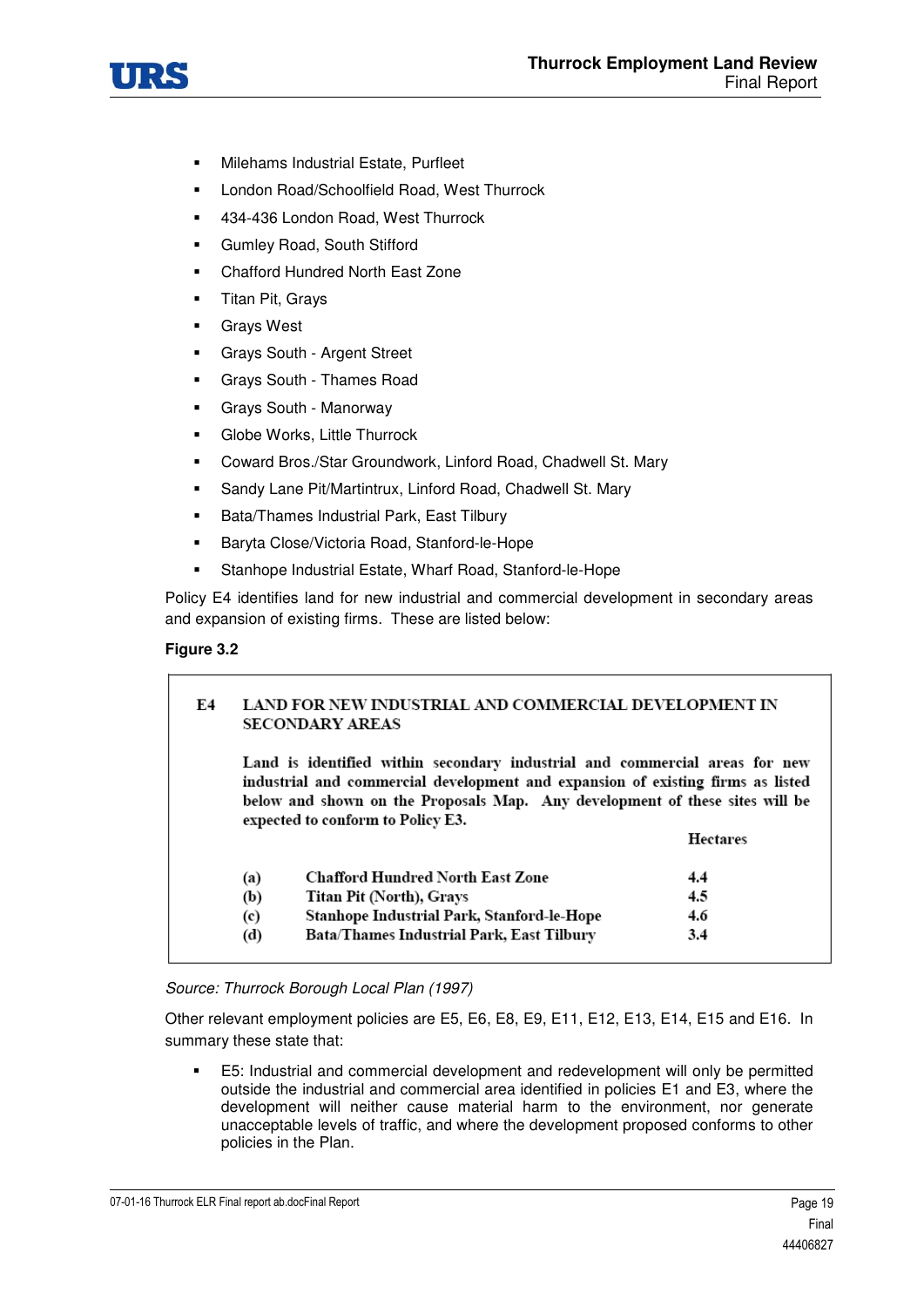- Milehams Industrial Estate, Purfleet
- London Road/Schoolfield Road, West Thurrock
- 434-436 London Road, West Thurrock
- Gumley Road, South Stifford
- Chafford Hundred North East Zone
- Titan Pit, Grays
- Grays West
- Grays South - Argent Street
- Grays South - Thames Road
- Grays South - Manorway
- Globe Works, Little Thurrock
- Coward Bros./Star Groundwork, Linford Road, Chadwell St. Mary
- Sandy Lane Pit/Martintrux, Linford Road, Chadwell St. Mary
- Bata/Thames Industrial Park, East Tilbury
- Baryta Close/Victoria Road, Stanford-le-Hope
- Stanhope Industrial Estate, Wharf Road, Stanford-le-Hope

Policy E4 identifies land for new industrial and commercial development in secondary areas and expansion of existing firms. These are listed below:

**Figure 3.2**

**E4 LAND FOR NEW INDUSTRIAL AND COMMERCIAL DEVELOPMENT IN SECONDARY AREAS**

**Land is identified within secondary industrial and commercial areas for new industrial and commercial development and expansion of existing firms as listed below and shown on the Proposals Map. Any development of these sites will be expected to conform to Policy E3.**

| | | Hectares |
|---|---|---|
| (a) | Chafford Hundred North East Zone | 4.4 |
| (b) | Titan Pit (North), Grays | 4.5 |
| (c) | Stanhope Industrial Park, Stanford-le-Hope | 4.6 |
| (d) | Bata/Thames Industrial Park, East Tilbury | 3.4 |

*Source: Thurrock Borough Local Plan (1997)*

Other relevant employment policies are E5, E6, E8, E9, E11, E12, E13, E14, E15 and E16. In summary these state that:

- E5: Industrial and commercial development and redevelopment will only be permitted outside the industrial and commercial area identified in policies E1 and E3, where the development will neither cause material harm to the environment, nor generate unacceptable levels of traffic, and where the development proposed conforms to other policies in the Plan.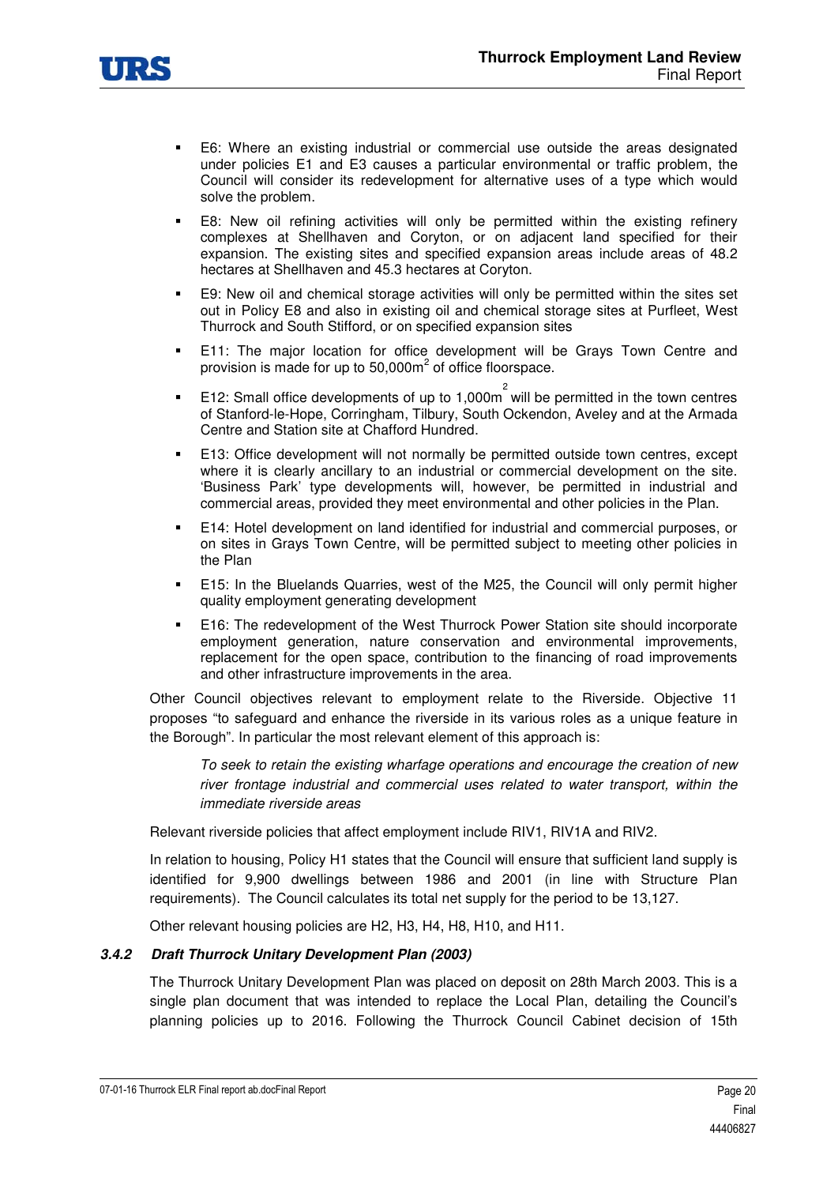- E6: Where an existing industrial or commercial use outside the areas designated under policies E1 and E3 causes a particular environmental or traffic problem, the Council will consider its redevelopment for alternative uses of a type which would solve the problem.
- E8: New oil refining activities will only be permitted within the existing refinery complexes at Shellhaven and Coryton, or on adjacent land specified for their expansion. The existing sites and specified expansion areas include areas of 48.2 hectares at Shellhaven and 45.3 hectares at Coryton.
- E9: New oil and chemical storage activities will only be permitted within the sites set out in Policy E8 and also in existing oil and chemical storage sites at Purfleet, West Thurrock and South Stifford, or on specified expansion sites
- E11: The major location for office development will be Grays Town Centre and provision is made for up to 50,000m$^2$ of office floorspace.
- E12: Small office developments of up to 1,000m$^2$ will be permitted in the town centres of Stanford-le-Hope, Corringham, Tilbury, South Ockendon, Aveley and at the Armada Centre and Station site at Chafford Hundred.
- E13: Office development will not normally be permitted outside town centres, except where it is clearly ancillary to an industrial or commercial development on the site. 'Business Park' type developments will, however, be permitted in industrial and commercial areas, provided they meet environmental and other policies in the Plan.
- E14: Hotel development on land identified for industrial and commercial purposes, or on sites in Grays Town Centre, will be permitted subject to meeting other policies in the Plan
- E15: In the Bluelands Quarries, west of the M25, the Council will only permit higher quality employment generating development
- E16: The redevelopment of the West Thurrock Power Station site should incorporate employment generation, nature conservation and environmental improvements, replacement for the open space, contribution to the financing of road improvements and other infrastructure improvements in the area.

Other Council objectives relevant to employment relate to the Riverside. Objective 11 proposes "to safeguard and enhance the riverside in its various roles as a unique feature in the Borough". In particular the most relevant element of this approach is:

> *To seek to retain the existing wharfage operations and encourage the creation of new river frontage industrial and commercial uses related to water transport, within the immediate riverside areas*

Relevant riverside policies that affect employment include RIV1, RIV1A and RIV2.

In relation to housing, Policy H1 states that the Council will ensure that sufficient land supply is identified for 9,900 dwellings between 1986 and 2001 (in line with Structure Plan requirements). The Council calculates its total net supply for the period to be 13,127.

Other relevant housing policies are H2, H3, H4, H8, H10, and H11.

### *3.4.2 Draft Thurrock Unitary Development Plan (2003)*

The Thurrock Unitary Development Plan was placed on deposit on 28th March 2003. This is a single plan document that was intended to replace the Local Plan, detailing the Council's planning policies up to 2016. Following the Thurrock Council Cabinet decision of 15th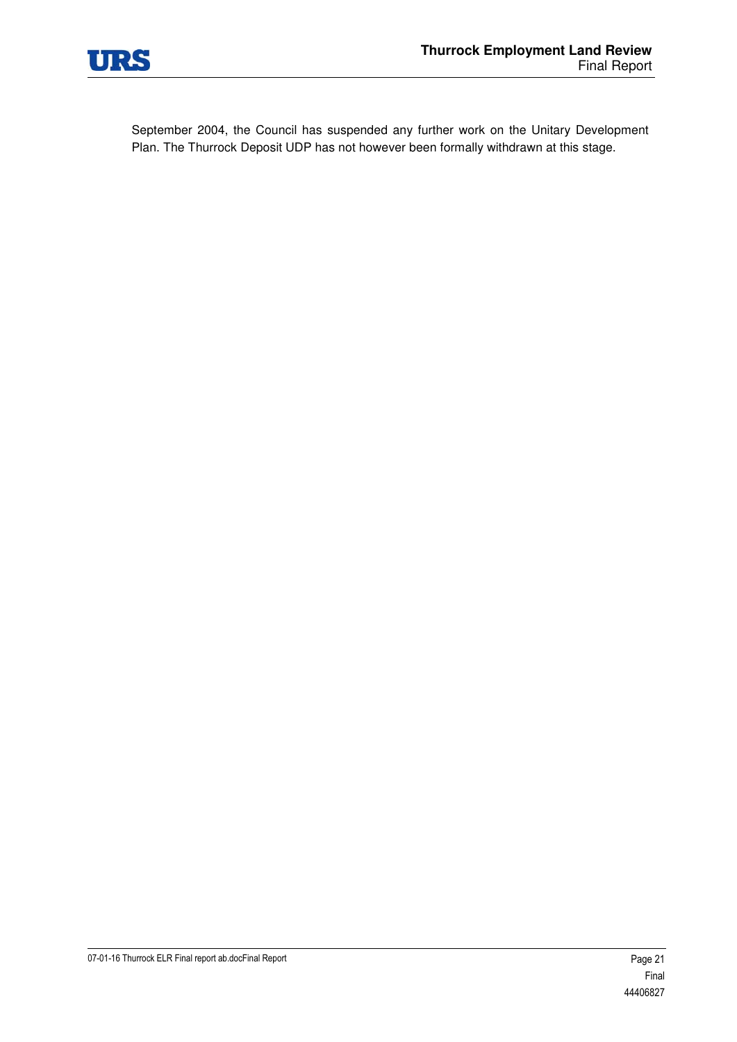September 2004, the Council has suspended any further work on the Unitary Development Plan. The Thurrock Deposit UDP has not however been formally withdrawn at this stage.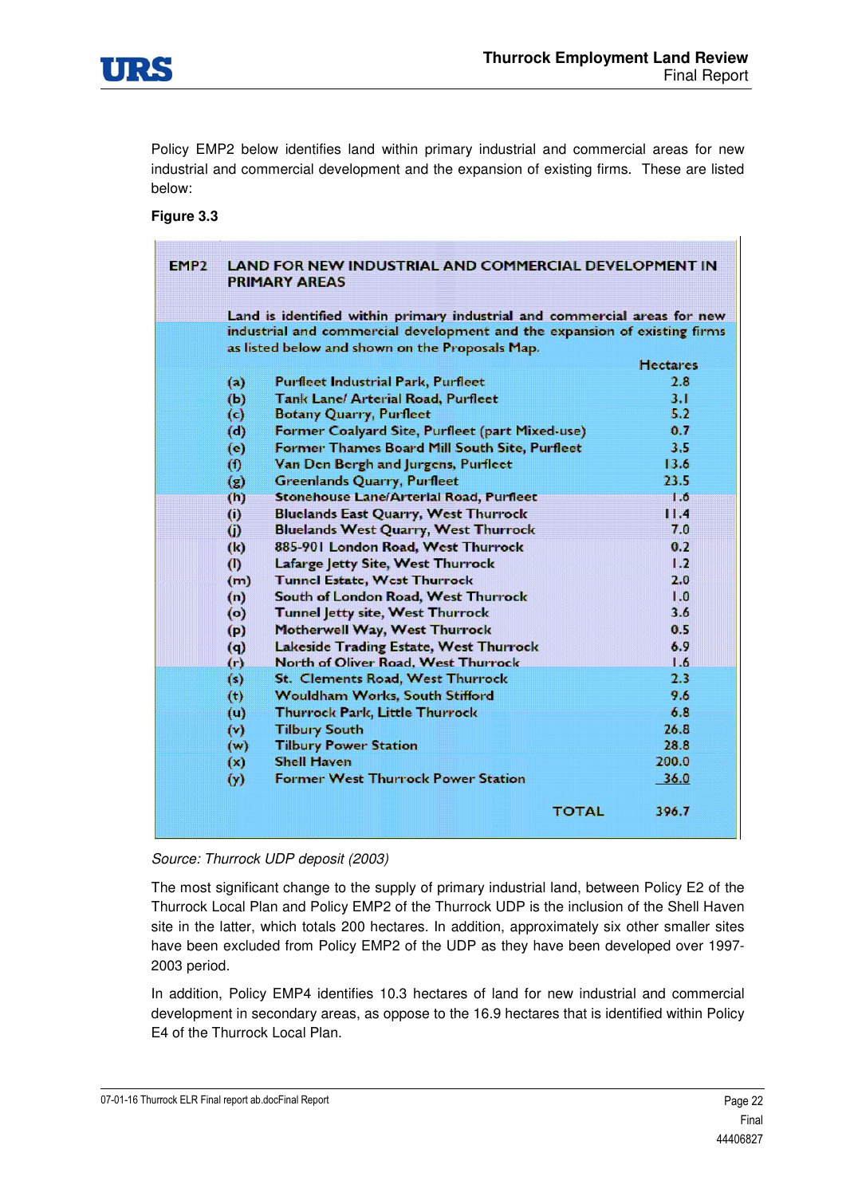Policy EMP2 below identifies land within primary industrial and commercial areas for new industrial and commercial development and the expansion of existing firms. These are listed below:

**Figure 3.3**

**EMP2 LAND FOR NEW INDUSTRIAL AND COMMERCIAL DEVELOPMENT IN PRIMARY AREAS**

Land is identified within primary industrial and commercial areas for new industrial and commercial development and the expansion of existing firms as listed below and shown on the Proposals Map.

| | | Hectares |
|---|---|---|
| (a) | Purfleet Industrial Park, Purfleet | 2.8 |
| (b) | Tank Lane/ Arterial Road, Purfleet | 3.1 |
| (c) | Botany Quarry, Purfleet | 5.2 |
| (d) | Former Coalyard Site, Purfleet (part Mixed-use) | 0.7 |
| (e) | Former Thames Board Mill South Site, Purfleet | 3.5 |
| (f) | Van Den Bergh and Jurgens, Purfleet | 13.6 |
| (g) | Greenlands Quarry, Purfleet | 23.5 |
| (h) | Stonehouse Lane/Arterial Road, Purfleet | 1.6 |
| (i) | Bluelands East Quarry, West Thurrock | 11.4 |
| (j) | Bluelands West Quarry, West Thurrock | 7.0 |
| (k) | 885-901 London Road, West Thurrock | 0.2 |
| (l) | Lafarge Jetty Site, West Thurrock | 1.2 |
| (m) | Tunnel Estate, West Thurrock | 2.0 |
| (n) | South of London Road, West Thurrock | 1.0 |
| (o) | Tunnel Jetty site, West Thurrock | 3.6 |
| (p) | Motherwell Way, West Thurrock | 0.5 |
| (q) | Lakeside Trading Estate, West Thurrock | 6.9 |
| (r) | North of Oliver Road, West Thurrock | 1.6 |
| (s) | St. Clements Road, West Thurrock | 2.3 |
| (t) | Wouldham Works, South Stifford | 9.6 |
| (u) | Thurrock Park, Little Thurrock | 6.8 |
| (v) | Tilbury South | 26.8 |
| (w) | Tilbury Power Station | 28.8 |
| (x) | Shell Haven | 200.0 |
| (y) | Former West Thurrock Power Station | 36.0 |
| | TOTAL | 396.7 |

*Source: Thurrock UDP deposit (2003)*

The most significant change to the supply of primary industrial land, between Policy E2 of the Thurrock Local Plan and Policy EMP2 of the Thurrock UDP is the inclusion of the Shell Haven site in the latter, which totals 200 hectares. In addition, approximately six other smaller sites have been excluded from Policy EMP2 of the UDP as they have been developed over 1997-2003 period.

In addition, Policy EMP4 identifies 10.3 hectares of land for new industrial and commercial development in secondary areas, as oppose to the 16.9 hectares that is identified within Policy E4 of the Thurrock Local Plan.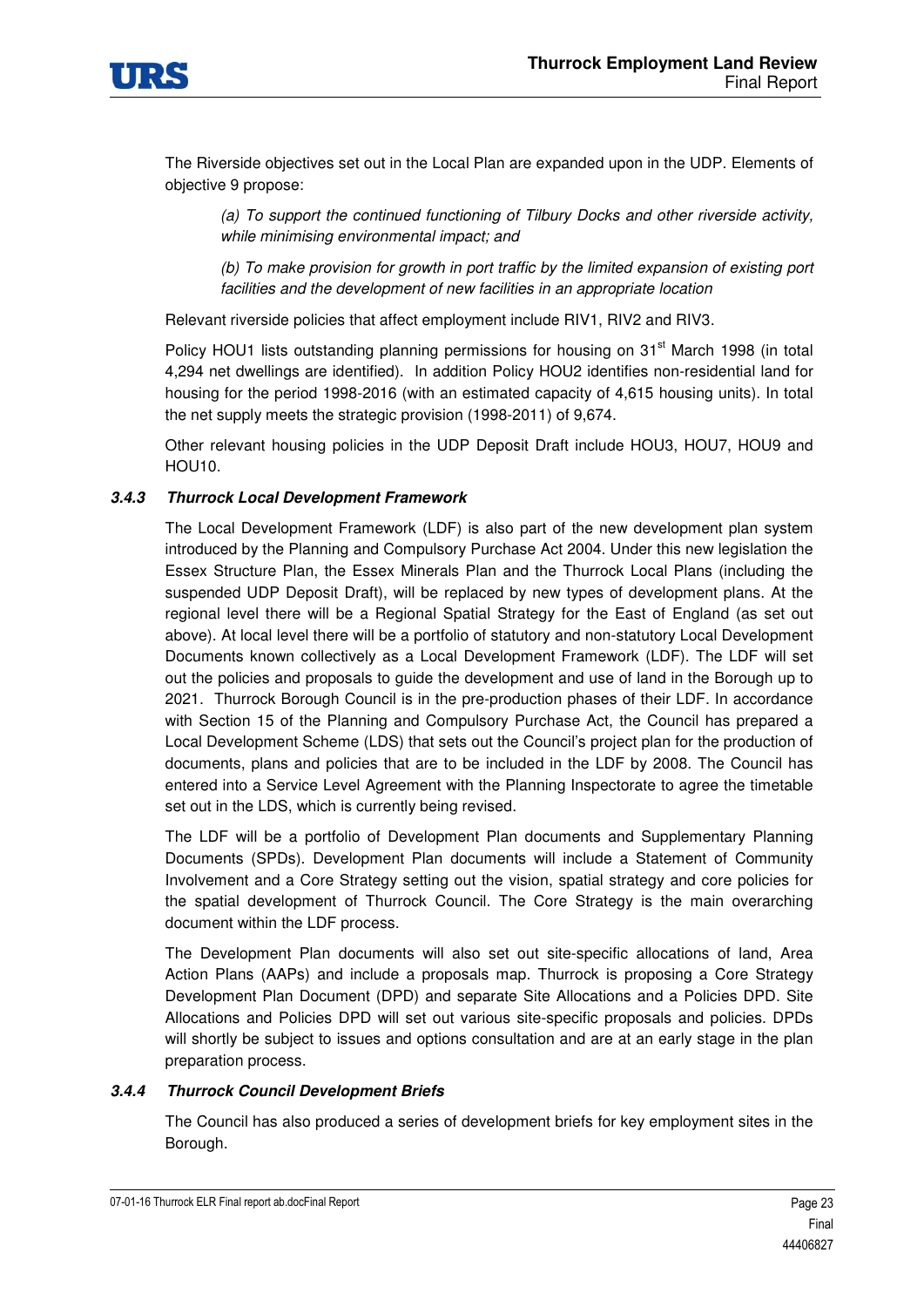The Riverside objectives set out in the Local Plan are expanded upon in the UDP. Elements of objective 9 propose:

> *(a) To support the continued functioning of Tilbury Docks and other riverside activity, while minimising environmental impact; and*
>
> *(b) To make provision for growth in port traffic by the limited expansion of existing port facilities and the development of new facilities in an appropriate location*

Relevant riverside policies that affect employment include RIV1, RIV2 and RIV3.

Policy HOU1 lists outstanding planning permissions for housing on 31st March 1998 (in total 4,294 net dwellings are identified). In addition Policy HOU2 identifies non-residential land for housing for the period 1998-2016 (with an estimated capacity of 4,615 housing units). In total the net supply meets the strategic provision (1998-2011) of 9,674.

Other relevant housing policies in the UDP Deposit Draft include HOU3, HOU7, HOU9 and HOU10.

### *3.4.3 Thurrock Local Development Framework*

The Local Development Framework (LDF) is also part of the new development plan system introduced by the Planning and Compulsory Purchase Act 2004. Under this new legislation the Essex Structure Plan, the Essex Minerals Plan and the Thurrock Local Plans (including the suspended UDP Deposit Draft), will be replaced by new types of development plans. At the regional level there will be a Regional Spatial Strategy for the East of England (as set out above). At local level there will be a portfolio of statutory and non-statutory Local Development Documents known collectively as a Local Development Framework (LDF). The LDF will set out the policies and proposals to guide the development and use of land in the Borough up to 2021. Thurrock Borough Council is in the pre-production phases of their LDF. In accordance with Section 15 of the Planning and Compulsory Purchase Act, the Council has prepared a Local Development Scheme (LDS) that sets out the Council's project plan for the production of documents, plans and policies that are to be included in the LDF by 2008. The Council has entered into a Service Level Agreement with the Planning Inspectorate to agree the timetable set out in the LDS, which is currently being revised.

The LDF will be a portfolio of Development Plan documents and Supplementary Planning Documents (SPDs). Development Plan documents will include a Statement of Community Involvement and a Core Strategy setting out the vision, spatial strategy and core policies for the spatial development of Thurrock Council. The Core Strategy is the main overarching document within the LDF process.

The Development Plan documents will also set out site-specific allocations of land, Area Action Plans (AAPs) and include a proposals map. Thurrock is proposing a Core Strategy Development Plan Document (DPD) and separate Site Allocations and a Policies DPD. Site Allocations and Policies DPD will set out various site-specific proposals and policies. DPDs will shortly be subject to issues and options consultation and are at an early stage in the plan preparation process.

### *3.4.4 Thurrock Council Development Briefs*

The Council has also produced a series of development briefs for key employment sites in the Borough.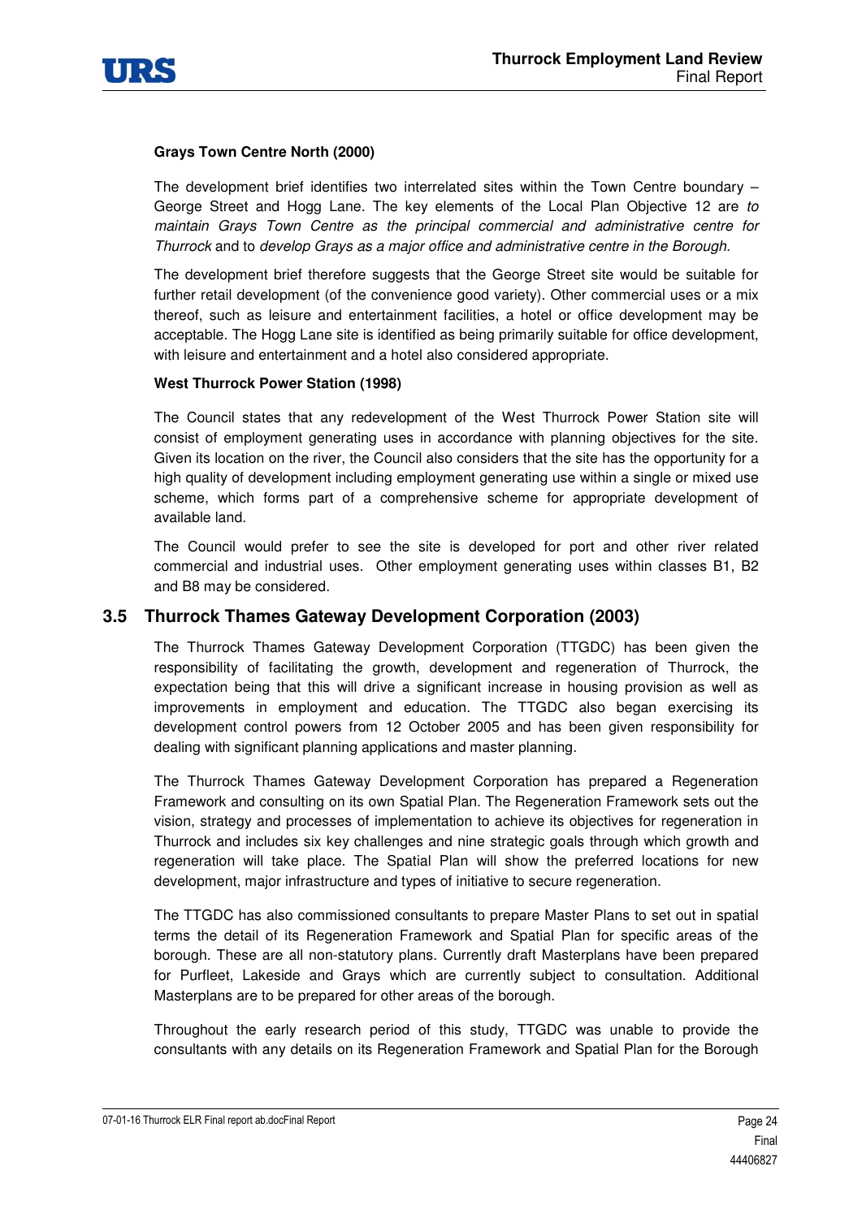**Grays Town Centre North (2000)**

The development brief identifies two interrelated sites within the Town Centre boundary – George Street and Hogg Lane. The key elements of the Local Plan Objective 12 are *to maintain Grays Town Centre as the principal commercial and administrative centre for Thurrock* and to *develop Grays as a major office and administrative centre in the Borough.*

The development brief therefore suggests that the George Street site would be suitable for further retail development (of the convenience good variety). Other commercial uses or a mix thereof, such as leisure and entertainment facilities, a hotel or office development may be acceptable. The Hogg Lane site is identified as being primarily suitable for office development, with leisure and entertainment and a hotel also considered appropriate.

**West Thurrock Power Station (1998)**

The Council states that any redevelopment of the West Thurrock Power Station site will consist of employment generating uses in accordance with planning objectives for the site. Given its location on the river, the Council also considers that the site has the opportunity for a high quality of development including employment generating use within a single or mixed use scheme, which forms part of a comprehensive scheme for appropriate development of available land.

The Council would prefer to see the site is developed for port and other river related commercial and industrial uses. Other employment generating uses within classes B1, B2 and B8 may be considered.

## 3.5 Thurrock Thames Gateway Development Corporation (2003)

The Thurrock Thames Gateway Development Corporation (TTGDC) has been given the responsibility of facilitating the growth, development and regeneration of Thurrock, the expectation being that this will drive a significant increase in housing provision as well as improvements in employment and education. The TTGDC also began exercising its development control powers from 12 October 2005 and has been given responsibility for dealing with significant planning applications and master planning.

The Thurrock Thames Gateway Development Corporation has prepared a Regeneration Framework and consulting on its own Spatial Plan. The Regeneration Framework sets out the vision, strategy and processes of implementation to achieve its objectives for regeneration in Thurrock and includes six key challenges and nine strategic goals through which growth and regeneration will take place. The Spatial Plan will show the preferred locations for new development, major infrastructure and types of initiative to secure regeneration.

The TTGDC has also commissioned consultants to prepare Master Plans to set out in spatial terms the detail of its Regeneration Framework and Spatial Plan for specific areas of the borough. These are all non-statutory plans. Currently draft Masterplans have been prepared for Purfleet, Lakeside and Grays which are currently subject to consultation. Additional Masterplans are to be prepared for other areas of the borough.

Throughout the early research period of this study, TTGDC was unable to provide the consultants with any details on its Regeneration Framework and Spatial Plan for the Borough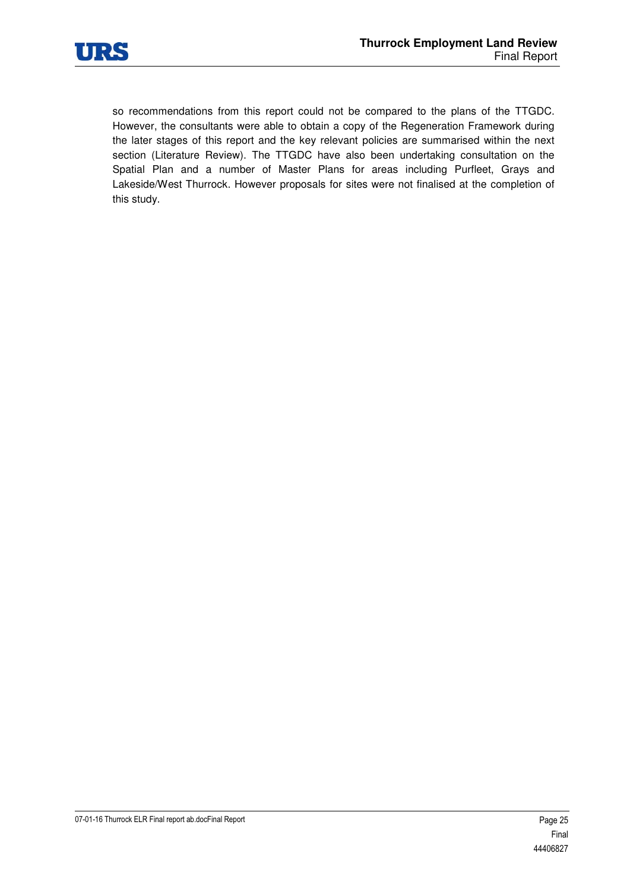so recommendations from this report could not be compared to the plans of the TTGDC. However, the consultants were able to obtain a copy of the Regeneration Framework during the later stages of this report and the key relevant policies are summarised within the next section (Literature Review). The TTGDC have also been undertaking consultation on the Spatial Plan and a number of Master Plans for areas including Purfleet, Grays and Lakeside/West Thurrock. However proposals for sites were not finalised at the completion of this study.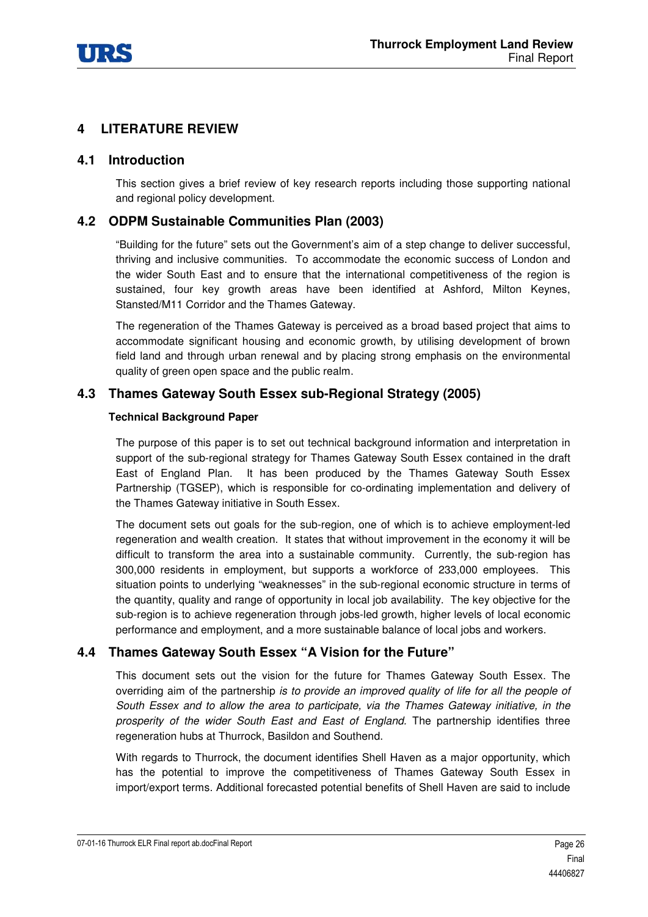# 4 LITERATURE REVIEW

## 4.1 Introduction

This section gives a brief review of key research reports including those supporting national and regional policy development.

## 4.2 ODPM Sustainable Communities Plan (2003)

"Building for the future" sets out the Government's aim of a step change to deliver successful, thriving and inclusive communities. To accommodate the economic success of London and the wider South East and to ensure that the international competitiveness of the region is sustained, four key growth areas have been identified at Ashford, Milton Keynes, Stansted/M11 Corridor and the Thames Gateway.

The regeneration of the Thames Gateway is perceived as a broad based project that aims to accommodate significant housing and economic growth, by utilising development of brown field land and through urban renewal and by placing strong emphasis on the environmental quality of green open space and the public realm.

## 4.3 Thames Gateway South Essex sub-Regional Strategy (2005)

**Technical Background Paper**

The purpose of this paper is to set out technical background information and interpretation in support of the sub-regional strategy for Thames Gateway South Essex contained in the draft East of England Plan. It has been produced by the Thames Gateway South Essex Partnership (TGSEP), which is responsible for co-ordinating implementation and delivery of the Thames Gateway initiative in South Essex.

The document sets out goals for the sub-region, one of which is to achieve employment-led regeneration and wealth creation. It states that without improvement in the economy it will be difficult to transform the area into a sustainable community. Currently, the sub-region has 300,000 residents in employment, but supports a workforce of 233,000 employees. This situation points to underlying "weaknesses" in the sub-regional economic structure in terms of the quantity, quality and range of opportunity in local job availability. The key objective for the sub-region is to achieve regeneration through jobs-led growth, higher levels of local economic performance and employment, and a more sustainable balance of local jobs and workers.

## 4.4 Thames Gateway South Essex "A Vision for the Future"

This document sets out the vision for the future for Thames Gateway South Essex. The overriding aim of the partnership *is to provide an improved quality of life for all the people of South Essex and to allow the area to participate, via the Thames Gateway initiative, in the prosperity of the wider South East and East of England.* The partnership identifies three regeneration hubs at Thurrock, Basildon and Southend.

With regards to Thurrock, the document identifies Shell Haven as a major opportunity, which has the potential to improve the competitiveness of Thames Gateway South Essex in import/export terms. Additional forecasted potential benefits of Shell Haven are said to include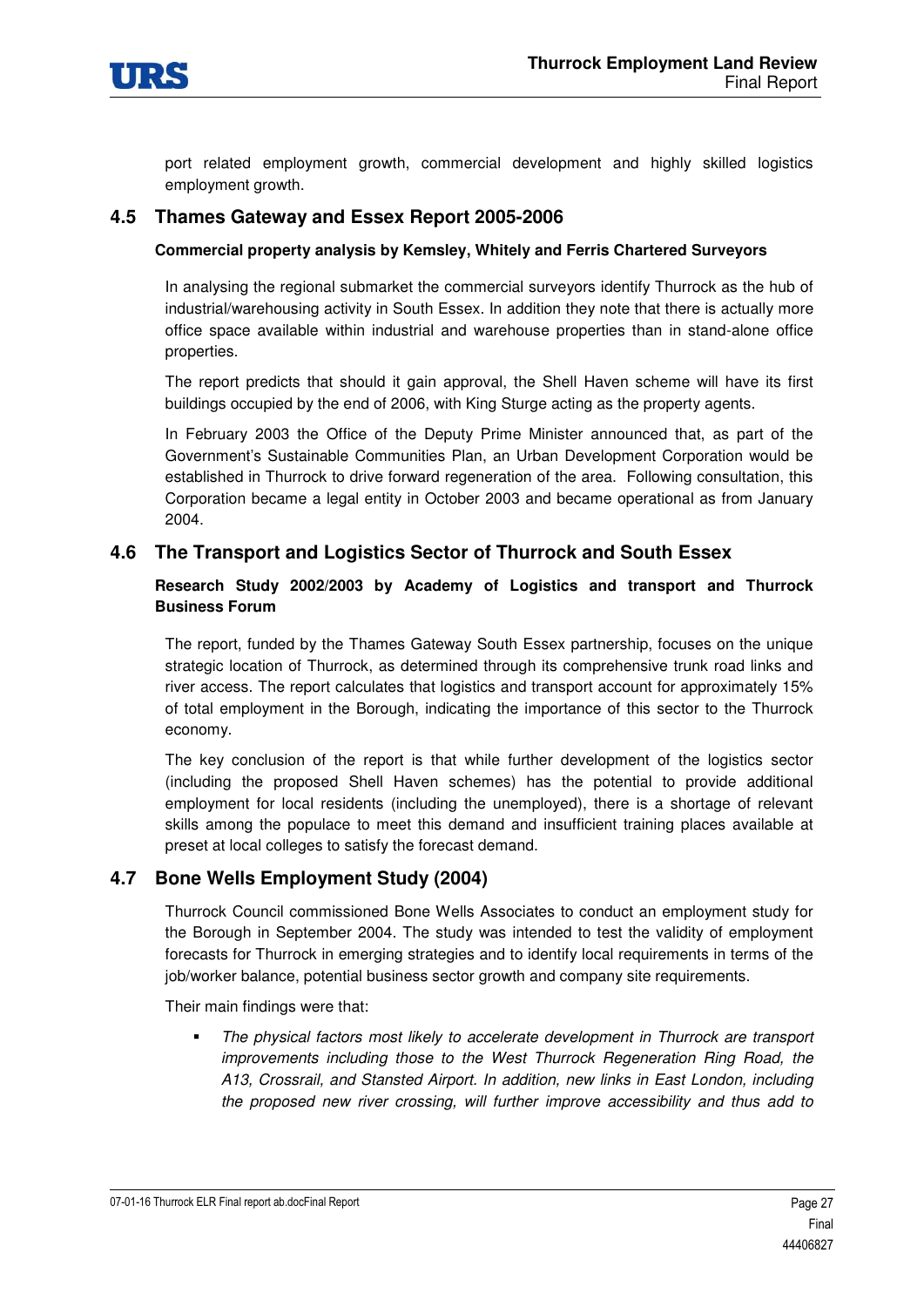port related employment growth, commercial development and highly skilled logistics employment growth.

## 4.5 Thames Gateway and Essex Report 2005-2006

**Commercial property analysis by Kemsley, Whitely and Ferris Chartered Surveyors**

In analysing the regional submarket the commercial surveyors identify Thurrock as the hub of industrial/warehousing activity in South Essex. In addition they note that there is actually more office space available within industrial and warehouse properties than in stand-alone office properties.

The report predicts that should it gain approval, the Shell Haven scheme will have its first buildings occupied by the end of 2006, with King Sturge acting as the property agents.

In February 2003 the Office of the Deputy Prime Minister announced that, as part of the Government's Sustainable Communities Plan, an Urban Development Corporation would be established in Thurrock to drive forward regeneration of the area. Following consultation, this Corporation became a legal entity in October 2003 and became operational as from January 2004.

## 4.6 The Transport and Logistics Sector of Thurrock and South Essex

**Research Study 2002/2003 by Academy of Logistics and transport and Thurrock Business Forum**

The report, funded by the Thames Gateway South Essex partnership, focuses on the unique strategic location of Thurrock, as determined through its comprehensive trunk road links and river access. The report calculates that logistics and transport account for approximately 15% of total employment in the Borough, indicating the importance of this sector to the Thurrock economy.

The key conclusion of the report is that while further development of the logistics sector (including the proposed Shell Haven schemes) has the potential to provide additional employment for local residents (including the unemployed), there is a shortage of relevant skills among the populace to meet this demand and insufficient training places available at preset at local colleges to satisfy the forecast demand.

## 4.7 Bone Wells Employment Study (2004)

Thurrock Council commissioned Bone Wells Associates to conduct an employment study for the Borough in September 2004. The study was intended to test the validity of employment forecasts for Thurrock in emerging strategies and to identify local requirements in terms of the job/worker balance, potential business sector growth and company site requirements.

Their main findings were that:

- *The physical factors most likely to accelerate development in Thurrock are transport improvements including those to the West Thurrock Regeneration Ring Road, the A13, Crossrail, and Stansted Airport. In addition, new links in East London, including the proposed new river crossing, will further improve accessibility and thus add to*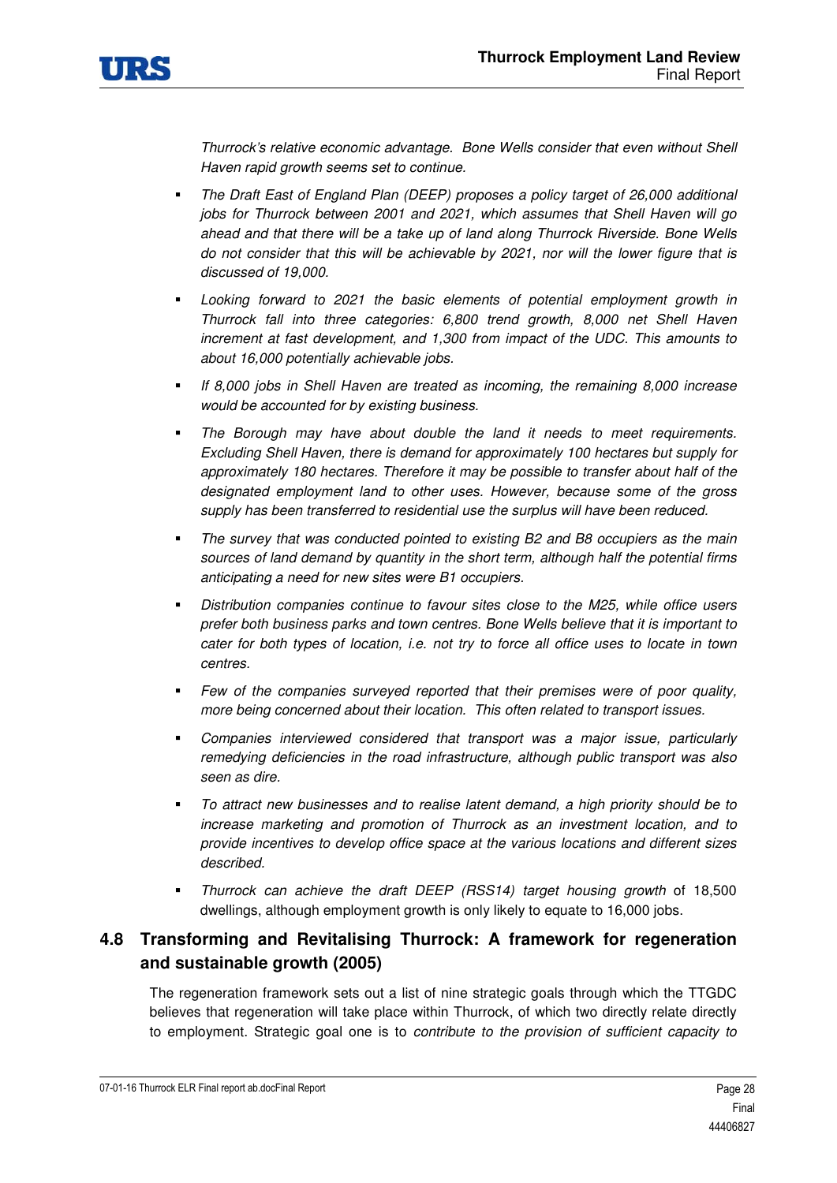*Thurrock's relative economic advantage. Bone Wells consider that even without Shell Haven rapid growth seems set to continue.*

- *The Draft East of England Plan (DEEP) proposes a policy target of 26,000 additional jobs for Thurrock between 2001 and 2021, which assumes that Shell Haven will go ahead and that there will be a take up of land along Thurrock Riverside. Bone Wells do not consider that this will be achievable by 2021, nor will the lower figure that is discussed of 19,000.*
- *Looking forward to 2021 the basic elements of potential employment growth in Thurrock fall into three categories: 6,800 trend growth, 8,000 net Shell Haven increment at fast development, and 1,300 from impact of the UDC. This amounts to about 16,000 potentially achievable jobs.*
- *If 8,000 jobs in Shell Haven are treated as incoming, the remaining 8,000 increase would be accounted for by existing business.*
- *The Borough may have about double the land it needs to meet requirements. Excluding Shell Haven, there is demand for approximately 100 hectares but supply for approximately 180 hectares. Therefore it may be possible to transfer about half of the designated employment land to other uses. However, because some of the gross supply has been transferred to residential use the surplus will have been reduced.*
- *The survey that was conducted pointed to existing B2 and B8 occupiers as the main sources of land demand by quantity in the short term, although half the potential firms anticipating a need for new sites were B1 occupiers.*
- *Distribution companies continue to favour sites close to the M25, while office users prefer both business parks and town centres. Bone Wells believe that it is important to cater for both types of location, i.e. not try to force all office uses to locate in town centres.*
- *Few of the companies surveyed reported that their premises were of poor quality, more being concerned about their location. This often related to transport issues.*
- *Companies interviewed considered that transport was a major issue, particularly remedying deficiencies in the road infrastructure, although public transport was also seen as dire.*
- *To attract new businesses and to realise latent demand, a high priority should be to increase marketing and promotion of Thurrock as an investment location, and to provide incentives to develop office space at the various locations and different sizes described.*
- *Thurrock can achieve the draft DEEP (RSS14) target housing growth* of 18,500 dwellings, although employment growth is only likely to equate to 16,000 jobs.

## 4.8 Transforming and Revitalising Thurrock: A framework for regeneration and sustainable growth (2005)

The regeneration framework sets out a list of nine strategic goals through which the TTGDC believes that regeneration will take place within Thurrock, of which two directly relate directly to employment. Strategic goal one is to *contribute to the provision of sufficient capacity to*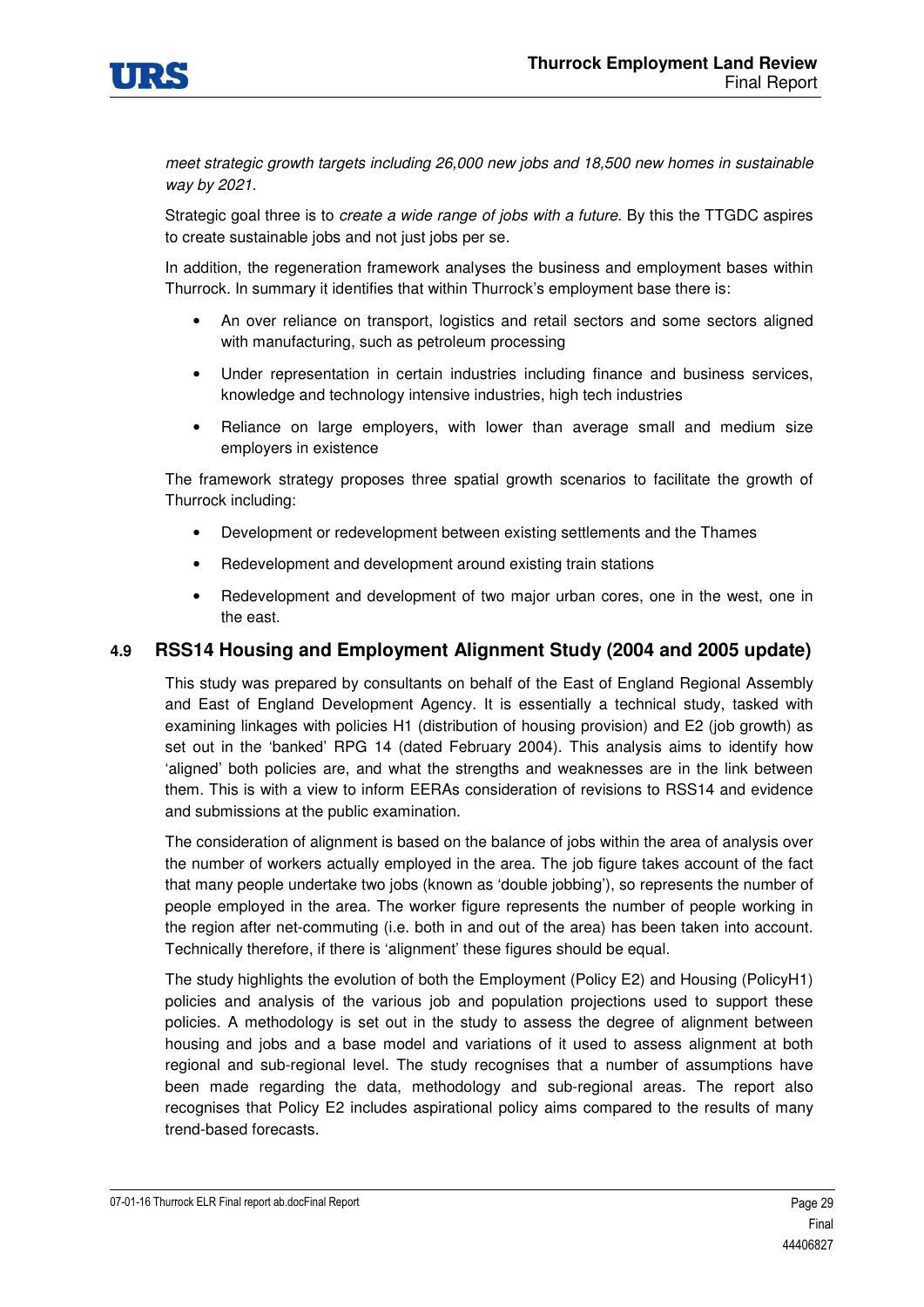*meet strategic growth targets including 26,000 new jobs and 18,500 new homes in sustainable way by 2021.*

Strategic goal three is to *create a wide range of jobs with a future*. By this the TTGDC aspires to create sustainable jobs and not just jobs per se.

In addition, the regeneration framework analyses the business and employment bases within Thurrock. In summary it identifies that within Thurrock's employment base there is:

- An over reliance on transport, logistics and retail sectors and some sectors aligned with manufacturing, such as petroleum processing
- Under representation in certain industries including finance and business services, knowledge and technology intensive industries, high tech industries
- Reliance on large employers, with lower than average small and medium size employers in existence

The framework strategy proposes three spatial growth scenarios to facilitate the growth of Thurrock including:

- Development or redevelopment between existing settlements and the Thames
- Redevelopment and development around existing train stations
- Redevelopment and development of two major urban cores, one in the west, one in the east.

## 4.9 RSS14 Housing and Employment Alignment Study (2004 and 2005 update)

This study was prepared by consultants on behalf of the East of England Regional Assembly and East of England Development Agency. It is essentially a technical study, tasked with examining linkages with policies H1 (distribution of housing provision) and E2 (job growth) as set out in the 'banked' RPG 14 (dated February 2004). This analysis aims to identify how 'aligned' both policies are, and what the strengths and weaknesses are in the link between them. This is with a view to inform EERAs consideration of revisions to RSS14 and evidence and submissions at the public examination.

The consideration of alignment is based on the balance of jobs within the area of analysis over the number of workers actually employed in the area. The job figure takes account of the fact that many people undertake two jobs (known as 'double jobbing'), so represents the number of people employed in the area. The worker figure represents the number of people working in the region after net-commuting (i.e. both in and out of the area) has been taken into account. Technically therefore, if there is 'alignment' these figures should be equal.

The study highlights the evolution of both the Employment (Policy E2) and Housing (PolicyH1) policies and analysis of the various job and population projections used to support these policies. A methodology is set out in the study to assess the degree of alignment between housing and jobs and a base model and variations of it used to assess alignment at both regional and sub-regional level. The study recognises that a number of assumptions have been made regarding the data, methodology and sub-regional areas. The report also recognises that Policy E2 includes aspirational policy aims compared to the results of many trend-based forecasts.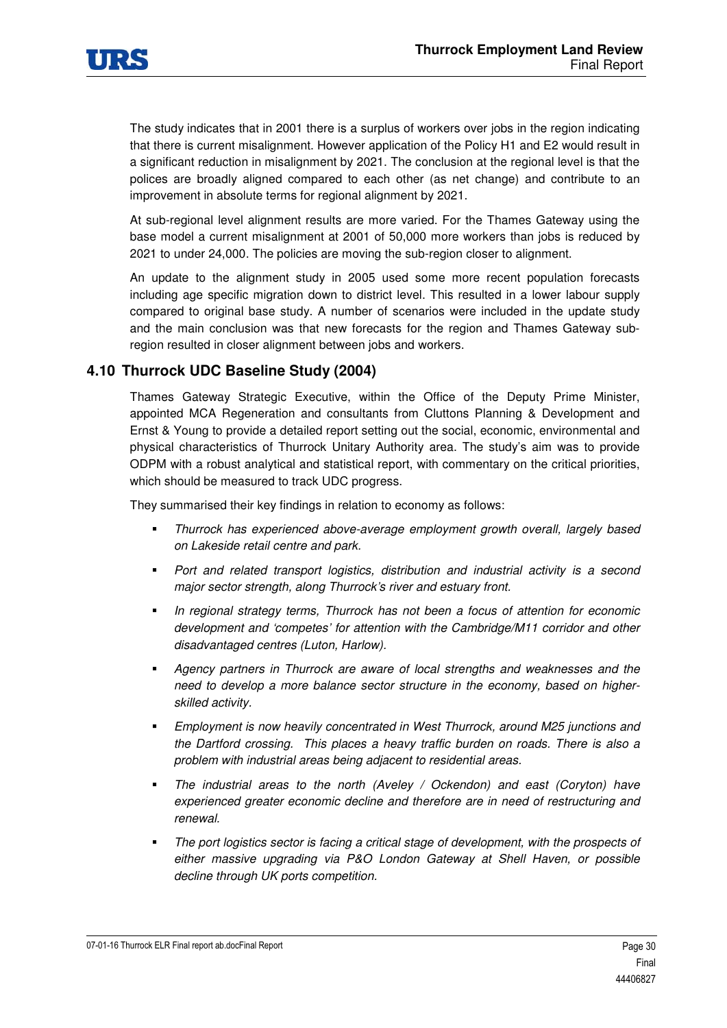The study indicates that in 2001 there is a surplus of workers over jobs in the region indicating that there is current misalignment. However application of the Policy H1 and E2 would result in a significant reduction in misalignment by 2021. The conclusion at the regional level is that the polices are broadly aligned compared to each other (as net change) and contribute to an improvement in absolute terms for regional alignment by 2021.

At sub-regional level alignment results are more varied. For the Thames Gateway using the base model a current misalignment at 2001 of 50,000 more workers than jobs is reduced by 2021 to under 24,000. The policies are moving the sub-region closer to alignment.

An update to the alignment study in 2005 used some more recent population forecasts including age specific migration down to district level. This resulted in a lower labour supply compared to original base study. A number of scenarios were included in the update study and the main conclusion was that new forecasts for the region and Thames Gateway sub-region resulted in closer alignment between jobs and workers.

## 4.10 Thurrock UDC Baseline Study (2004)

Thames Gateway Strategic Executive, within the Office of the Deputy Prime Minister, appointed MCA Regeneration and consultants from Cluttons Planning & Development and Ernst & Young to provide a detailed report setting out the social, economic, environmental and physical characteristics of Thurrock Unitary Authority area. The study's aim was to provide ODPM with a robust analytical and statistical report, with commentary on the critical priorities, which should be measured to track UDC progress.

They summarised their key findings in relation to economy as follows:

- *Thurrock has experienced above-average employment growth overall, largely based on Lakeside retail centre and park.*
- *Port and related transport logistics, distribution and industrial activity is a second major sector strength, along Thurrock's river and estuary front.*
- *In regional strategy terms, Thurrock has not been a focus of attention for economic development and 'competes' for attention with the Cambridge/M11 corridor and other disadvantaged centres (Luton, Harlow).*
- *Agency partners in Thurrock are aware of local strengths and weaknesses and the need to develop a more balance sector structure in the economy, based on higher-skilled activity.*
- *Employment is now heavily concentrated in West Thurrock, around M25 junctions and the Dartford crossing. This places a heavy traffic burden on roads. There is also a problem with industrial areas being adjacent to residential areas.*
- *The industrial areas to the north (Aveley / Ockendon) and east (Coryton) have experienced greater economic decline and therefore are in need of restructuring and renewal.*
- *The port logistics sector is facing a critical stage of development, with the prospects of either massive upgrading via P&O London Gateway at Shell Haven, or possible decline through UK ports competition.*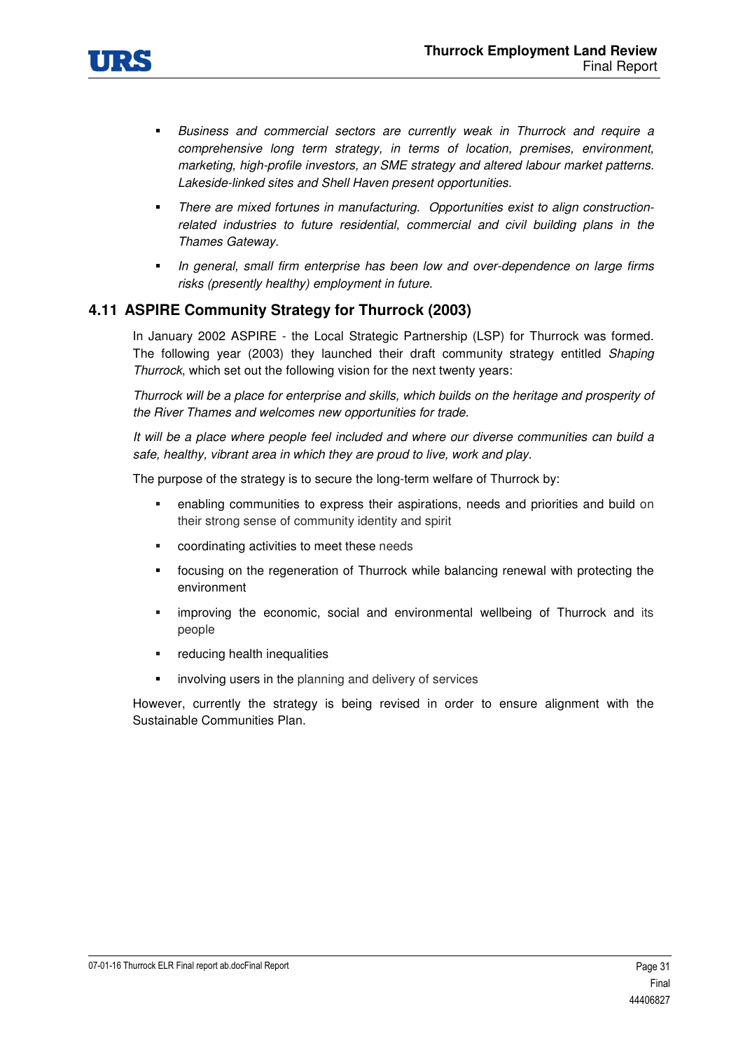- *Business and commercial sectors are currently weak in Thurrock and require a comprehensive long term strategy, in terms of location, premises, environment, marketing, high-profile investors, an SME strategy and altered labour market patterns. Lakeside-linked sites and Shell Haven present opportunities.*
- *There are mixed fortunes in manufacturing. Opportunities exist to align construction-related industries to future residential, commercial and civil building plans in the Thames Gateway.*
- *In general, small firm enterprise has been low and over-dependence on large firms risks (presently healthy) employment in future.*

## 4.11 ASPIRE Community Strategy for Thurrock (2003)

In January 2002 ASPIRE - the Local Strategic Partnership (LSP) for Thurrock was formed. The following year (2003) they launched their draft community strategy entitled *Shaping Thurrock*, which set out the following vision for the next twenty years:

*Thurrock will be a place for enterprise and skills, which builds on the heritage and prosperity of the River Thames and welcomes new opportunities for trade.*

*It will be a place where people feel included and where our diverse communities can build a safe, healthy, vibrant area in which they are proud to live, work and play.*

The purpose of the strategy is to secure the long-term welfare of Thurrock by:

- enabling communities to express their aspirations, needs and priorities and build on their strong sense of community identity and spirit
- coordinating activities to meet these needs
- focusing on the regeneration of Thurrock while balancing renewal with protecting the environment
- improving the economic, social and environmental wellbeing of Thurrock and its people
- reducing health inequalities
- involving users in the planning and delivery of services

However, currently the strategy is being revised in order to ensure alignment with the Sustainable Communities Plan.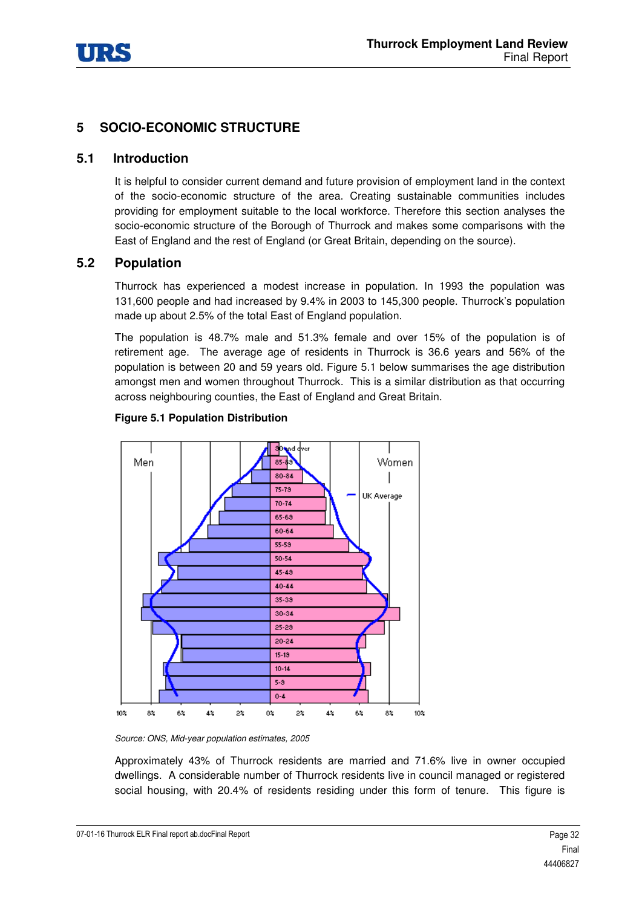# 5 SOCIO-ECONOMIC STRUCTURE

## 5.1 Introduction

It is helpful to consider current demand and future provision of employment land in the context of the socio-economic structure of the area. Creating sustainable communities includes providing for employment suitable to the local workforce. Therefore this section analyses the socio-economic structure of the Borough of Thurrock and makes some comparisons with the East of England and the rest of England (or Great Britain, depending on the source).

## 5.2 Population

Thurrock has experienced a modest increase in population. In 1993 the population was 131,600 people and had increased by 9.4% in 2003 to 145,300 people. Thurrock's population made up about 2.5% of the total East of England population.

The population is 48.7% male and 51.3% female and over 15% of the population is of retirement age. The average age of residents in Thurrock is 36.6 years and 56% of the population is between 20 and 59 years old. Figure 5.1 below summarises the age distribution amongst men and women throughout Thurrock. This is a similar distribution as that occurring across neighbouring counties, the East of England and Great Britain.

**Figure 5.1 Population Distribution**

*Source: ONS, Mid-year population estimates, 2005*

Approximately 43% of Thurrock residents are married and 71.6% live in owner occupied dwellings. A considerable number of Thurrock residents live in council managed or registered social housing, with 20.4% of residents residing under this form of tenure. This figure is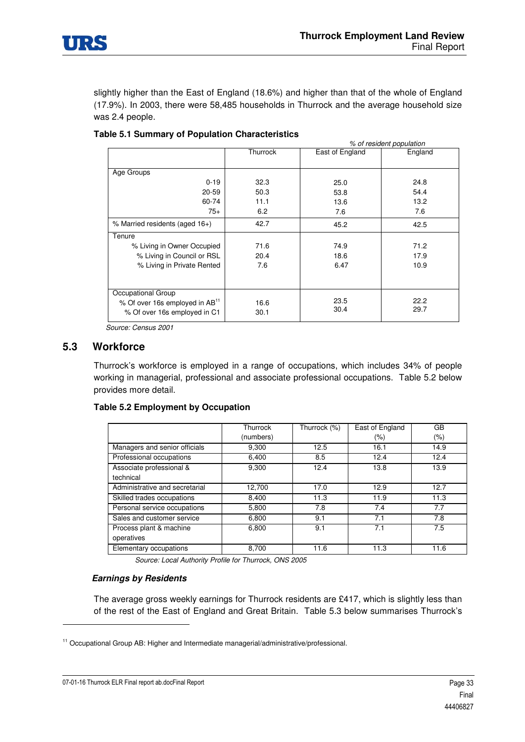slightly higher than the East of England (18.6%) and higher than that of the whole of England (17.9%). In 2003, there were 58,485 households in Thurrock and the average household size was 2.4 people.

**Table 5.1 Summary of Population Characteristics**

| | | *% of resident population* | |
|---|---|---|---|
| | Thurrock | East of England | England |
| Age Groups | | | |
| 0-19 | 32.3 | 25.0 | 24.8 |
| 20-59 | 50.3 | 53.8 | 54.4 |
| 60-74 | 11.1 | 13.6 | 13.2 |
| 75+ | 6.2 | 7.6 | 7.6 |
| % Married residents (aged 16+) | 42.7 | 45.2 | 42.5 |
| Tenure | | | |
| % Living in Owner Occupied | 71.6 | 74.9 | 71.2 |
| % Living in Council or RSL | 20.4 | 18.6 | 17.9 |
| % Living in Private Rented | 7.6 | 6.47 | 10.9 |
| Occupational Group | | | |
| % Of over 16s employed in AB[11] | 16.6 | 23.5 | 22.2 |
| % Of over 16s employed in C1 | 30.1 | 30.4 | 29.7 |

*Source: Census 2001*

## 5.3 Workforce

Thurrock's workforce is employed in a range of occupations, which includes 34% of people working in managerial, professional and associate professional occupations. Table 5.2 below provides more detail.

**Table 5.2 Employment by Occupation**

| | Thurrock (numbers) | Thurrock (%) | East of England (%) | GB (%) |
|---|---|---|---|---|
| Managers and senior officials | 9,300 | 12.5 | 16.1 | 14.9 |
| Professional occupations | 6,400 | 8.5 | 12.4 | 12.4 |
| Associate professional & technical | 9,300 | 12.4 | 13.8 | 13.9 |
| Administrative and secretarial | 12,700 | 17.0 | 12.9 | 12.7 |
| Skilled trades occupations | 8,400 | 11.3 | 11.9 | 11.3 |
| Personal service occupations | 5,800 | 7.8 | 7.4 | 7.7 |
| Sales and customer service | 6,800 | 9.1 | 7.1 | 7.8 |
| Process plant & machine operatives | 6,800 | 9.1 | 7.1 | 7.5 |
| Elementary occupations | 8,700 | 11.6 | 11.3 | 11.6 |

*Source: Local Authority Profile for Thurrock, ONS 2005*

### *Earnings by Residents*

The average gross weekly earnings for Thurrock residents are £417, which is slightly less than of the rest of the East of England and Great Britain. Table 5.3 below summarises Thurrock's

[11] Occupational Group AB: Higher and Intermediate managerial/administrative/professional.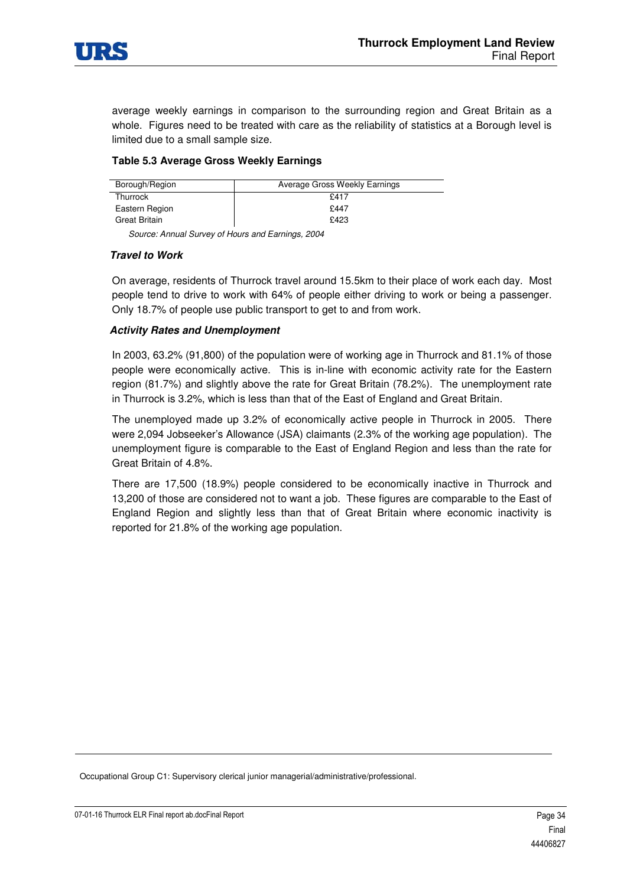average weekly earnings in comparison to the surrounding region and Great Britain as a whole. Figures need to be treated with care as the reliability of statistics at a Borough level is limited due to a small sample size.

**Table 5.3 Average Gross Weekly Earnings**

| Borough/Region | Average Gross Weekly Earnings |
|---|---|
| Thurrock | £417 |
| Eastern Region | £447 |
| Great Britain | £423 |

*Source: Annual Survey of Hours and Earnings, 2004*

***Travel to Work***

On average, residents of Thurrock travel around 15.5km to their place of work each day. Most people tend to drive to work with 64% of people either driving to work or being a passenger. Only 18.7% of people use public transport to get to and from work.

***Activity Rates and Unemployment***

In 2003, 63.2% (91,800) of the population were of working age in Thurrock and 81.1% of those people were economically active. This is in-line with economic activity rate for the Eastern region (81.7%) and slightly above the rate for Great Britain (78.2%). The unemployment rate in Thurrock is 3.2%, which is less than that of the East of England and Great Britain.

The unemployed made up 3.2% of economically active people in Thurrock in 2005. There were 2,094 Jobseeker's Allowance (JSA) claimants (2.3% of the working age population). The unemployment figure is comparable to the East of England Region and less than the rate for Great Britain of 4.8%.

There are 17,500 (18.9%) people considered to be economically inactive in Thurrock and 13,200 of those are considered not to want a job. These figures are comparable to the East of England Region and slightly less than that of Great Britain where economic inactivity is reported for 21.8% of the working age population.

Occupational Group C1: Supervisory clerical junior managerial/administrative/professional.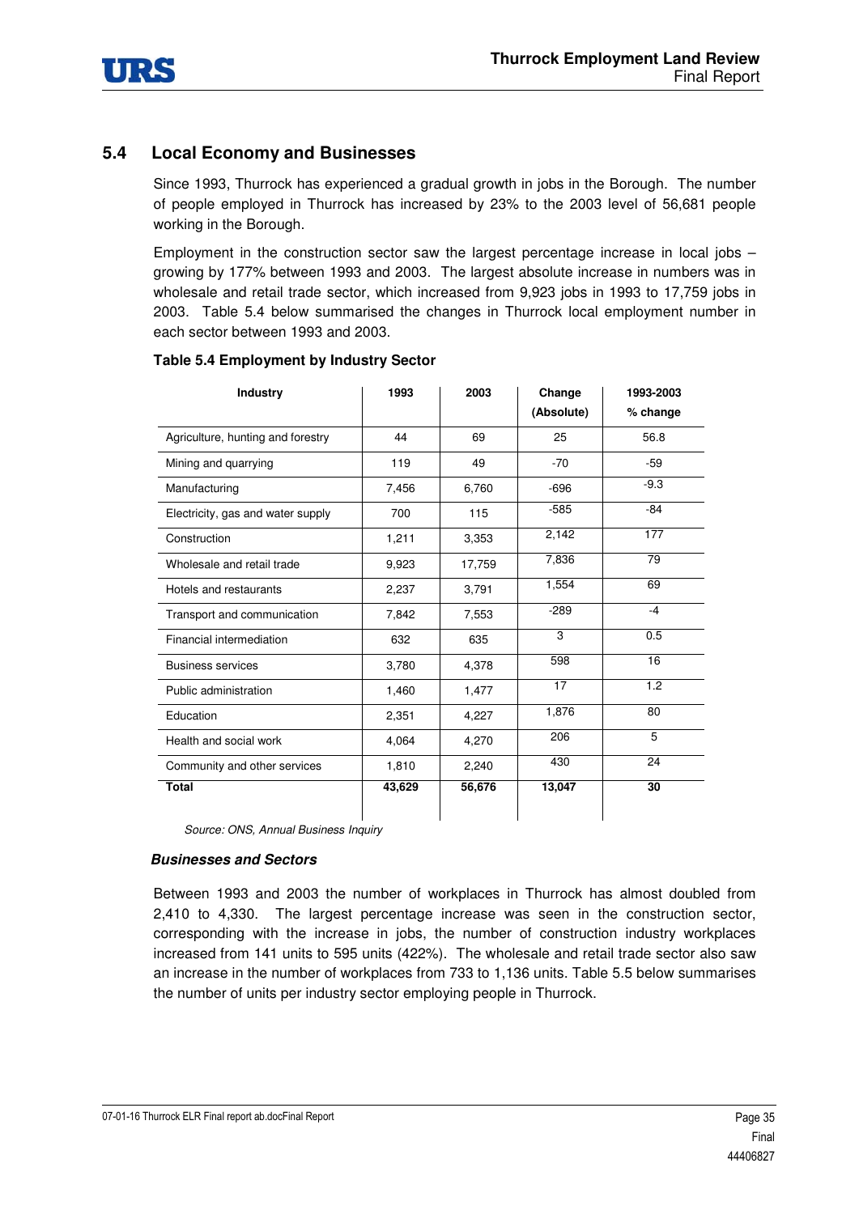## 5.4 Local Economy and Businesses

Since 1993, Thurrock has experienced a gradual growth in jobs in the Borough. The number of people employed in Thurrock has increased by 23% to the 2003 level of 56,681 people working in the Borough.

Employment in the construction sector saw the largest percentage increase in local jobs – growing by 177% between 1993 and 2003. The largest absolute increase in numbers was in wholesale and retail trade sector, which increased from 9,923 jobs in 1993 to 17,759 jobs in 2003. Table 5.4 below summarised the changes in Thurrock local employment number in each sector between 1993 and 2003.

**Table 5.4 Employment by Industry Sector**

| Industry | 1993 | 2003 | Change (Absolute) | 1993-2003 % change |
|---|---|---|---|---|
| Agriculture, hunting and forestry | 44 | 69 | 25 | 56.8 |
| Mining and quarrying | 119 | 49 | -70 | -59 |
| Manufacturing | 7,456 | 6,760 | -696 | -9.3 |
| Electricity, gas and water supply | 700 | 115 | -585 | -84 |
| Construction | 1,211 | 3,353 | 2,142 | 177 |
| Wholesale and retail trade | 9,923 | 17,759 | 7,836 | 79 |
| Hotels and restaurants | 2,237 | 3,791 | 1,554 | 69 |
| Transport and communication | 7,842 | 7,553 | -289 | -4 |
| Financial intermediation | 632 | 635 | 3 | 0.5 |
| Business services | 3,780 | 4,378 | 598 | 16 |
| Public administration | 1,460 | 1,477 | 17 | 1.2 |
| Education | 2,351 | 4,227 | 1,876 | 80 |
| Health and social work | 4,064 | 4,270 | 206 | 5 |
| Community and other services | 1,810 | 2,240 | 430 | 24 |
| **Total** | **43,629** | **56,676** | **13,047** | **30** |

*Source: ONS, Annual Business Inquiry*

### *Businesses and Sectors*

Between 1993 and 2003 the number of workplaces in Thurrock has almost doubled from 2,410 to 4,330. The largest percentage increase was seen in the construction sector, corresponding with the increase in jobs, the number of construction industry workplaces increased from 141 units to 595 units (422%). The wholesale and retail trade sector also saw an increase in the number of workplaces from 733 to 1,136 units. Table 5.5 below summarises the number of units per industry sector employing people in Thurrock.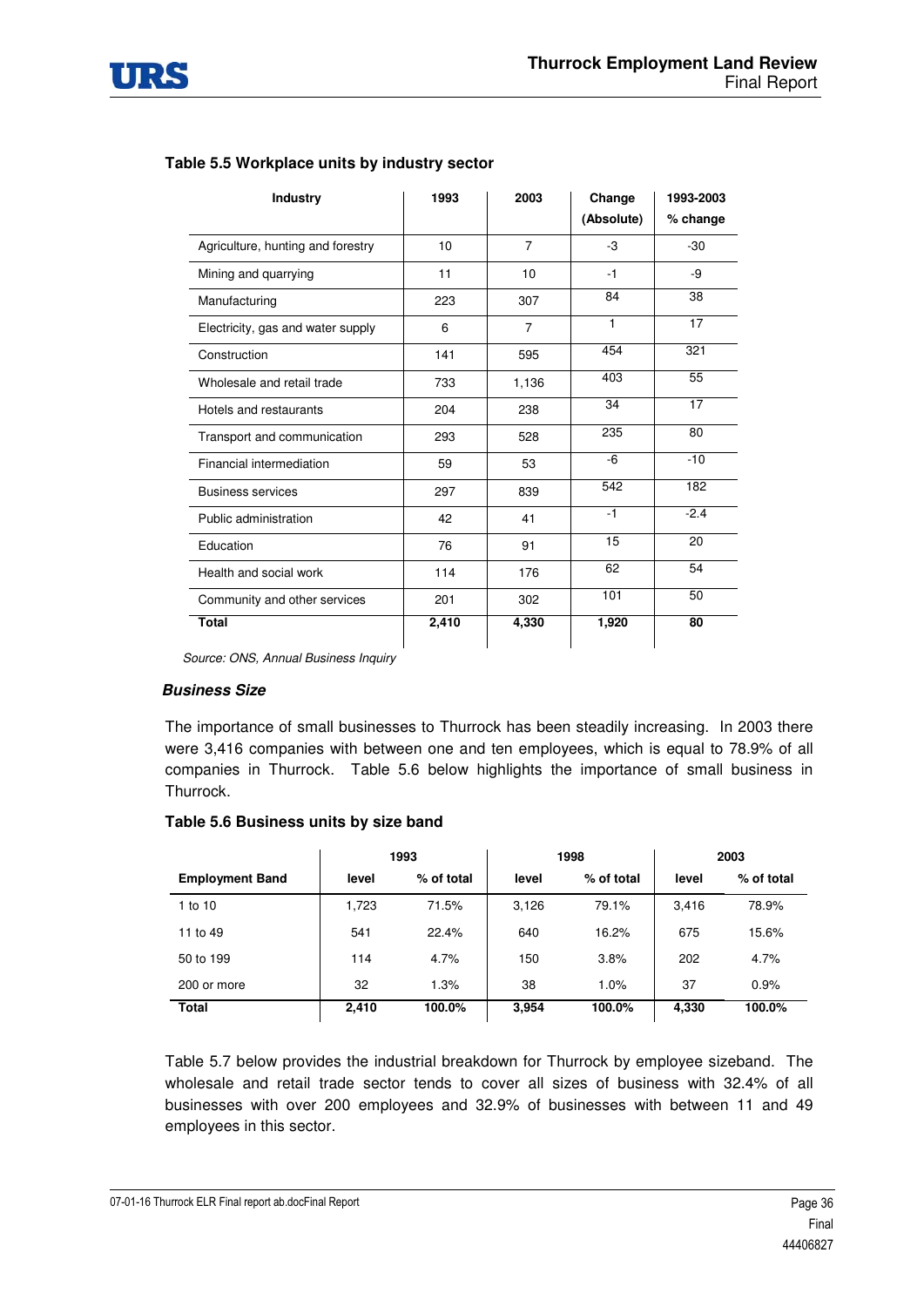**Table 5.5 Workplace units by industry sector**

| Industry | 1993 | 2003 | Change (Absolute) | 1993-2003 % change |
|---|---|---|---|---|
| Agriculture, hunting and forestry | 10 | 7 | -3 | -30 |
| Mining and quarrying | 11 | 10 | -1 | -9 |
| Manufacturing | 223 | 307 | 84 | 38 |
| Electricity, gas and water supply | 6 | 7 | 1 | 17 |
| Construction | 141 | 595 | 454 | 321 |
| Wholesale and retail trade | 733 | 1,136 | 403 | 55 |
| Hotels and restaurants | 204 | 238 | 34 | 17 |
| Transport and communication | 293 | 528 | 235 | 80 |
| Financial intermediation | 59 | 53 | -6 | -10 |
| Business services | 297 | 839 | 542 | 182 |
| Public administration | 42 | 41 | -1 | -2.4 |
| Education | 76 | 91 | 15 | 20 |
| Health and social work | 114 | 176 | 62 | 54 |
| Community and other services | 201 | 302 | 101 | 50 |
| **Total** | **2,410** | **4,330** | **1,920** | **80** |

*Source: ONS, Annual Business Inquiry*

***Business Size***

The importance of small businesses to Thurrock has been steadily increasing. In 2003 there were 3,416 companies with between one and ten employees, which is equal to 78.9% of all companies in Thurrock. Table 5.6 below highlights the importance of small business in Thurrock.

**Table 5.6 Business units by size band**

| | 1993 | | 1998 | | 2003 | |
|---|---|---|---|---|---|---|
| **Employment Band** | **level** | **% of total** | **level** | **% of total** | **level** | **% of total** |
| 1 to 10 | 1,723 | 71.5% | 3,126 | 79.1% | 3,416 | 78.9% |
| 11 to 49 | 541 | 22.4% | 640 | 16.2% | 675 | 15.6% |
| 50 to 199 | 114 | 4.7% | 150 | 3.8% | 202 | 4.7% |
| 200 or more | 32 | 1.3% | 38 | 1.0% | 37 | 0.9% |
| **Total** | **2,410** | **100.0%** | **3,954** | **100.0%** | **4,330** | **100.0%** |

Table 5.7 below provides the industrial breakdown for Thurrock by employee sizeband. The wholesale and retail trade sector tends to cover all sizes of business with 32.4% of all businesses with over 200 employees and 32.9% of businesses with between 11 and 49 employees in this sector.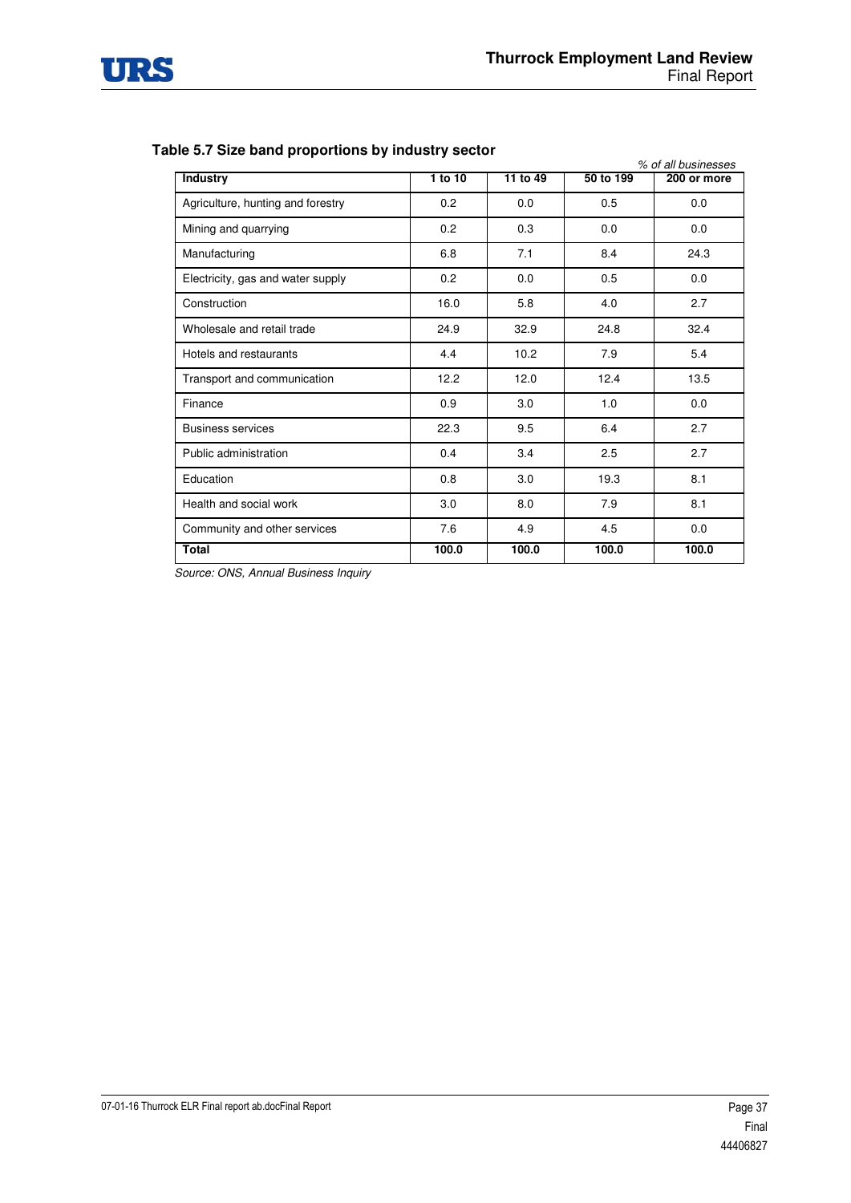**Table 5.7 Size band proportions by industry sector**

*% of all businesses*

| Industry | 1 to 10 | 11 to 49 | 50 to 199 | 200 or more |
|---|---|---|---|---|
| Agriculture, hunting and forestry | 0.2 | 0.0 | 0.5 | 0.0 |
| Mining and quarrying | 0.2 | 0.3 | 0.0 | 0.0 |
| Manufacturing | 6.8 | 7.1 | 8.4 | 24.3 |
| Electricity, gas and water supply | 0.2 | 0.0 | 0.5 | 0.0 |
| Construction | 16.0 | 5.8 | 4.0 | 2.7 |
| Wholesale and retail trade | 24.9 | 32.9 | 24.8 | 32.4 |
| Hotels and restaurants | 4.4 | 10.2 | 7.9 | 5.4 |
| Transport and communication | 12.2 | 12.0 | 12.4 | 13.5 |
| Finance | 0.9 | 3.0 | 1.0 | 0.0 |
| Business services | 22.3 | 9.5 | 6.4 | 2.7 |
| Public administration | 0.4 | 3.4 | 2.5 | 2.7 |
| Education | 0.8 | 3.0 | 19.3 | 8.1 |
| Health and social work | 3.0 | 8.0 | 7.9 | 8.1 |
| Community and other services | 7.6 | 4.9 | 4.5 | 0.0 |
| **Total** | **100.0** | **100.0** | **100.0** | **100.0** |

*Source: ONS, Annual Business Inquiry*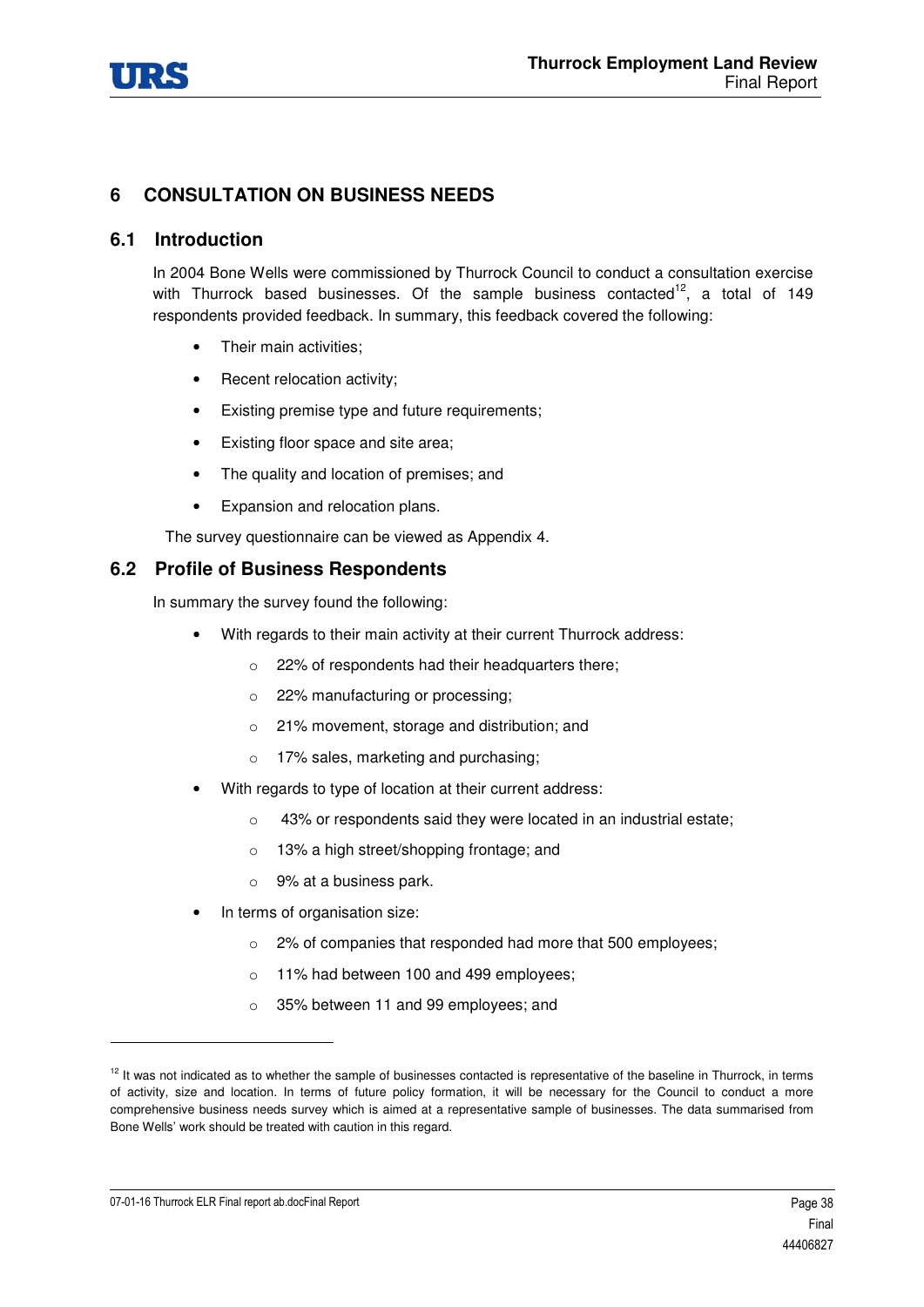## 6 CONSULTATION ON BUSINESS NEEDS

### 6.1 Introduction

In 2004 Bone Wells were commissioned by Thurrock Council to conduct a consultation exercise with Thurrock based businesses. Of the sample business contacted[12], a total of 149 respondents provided feedback. In summary, this feedback covered the following:

- Their main activities;
- Recent relocation activity;
- Existing premise type and future requirements;
- Existing floor space and site area;
- The quality and location of premises; and
- Expansion and relocation plans.

The survey questionnaire can be viewed as Appendix 4.

### 6.2 Profile of Business Respondents

In summary the survey found the following:

- With regards to their main activity at their current Thurrock address:
  - 22% of respondents had their headquarters there;
  - 22% manufacturing or processing;
  - 21% movement, storage and distribution; and
  - 17% sales, marketing and purchasing;
- With regards to type of location at their current address:
  - 43% or respondents said they were located in an industrial estate;
  - 13% a high street/shopping frontage; and
  - 9% at a business park.
- In terms of organisation size:
  - 2% of companies that responded had more that 500 employees;
  - 11% had between 100 and 499 employees;
  - 35% between 11 and 99 employees; and

[12] It was not indicated as to whether the sample of businesses contacted is representative of the baseline in Thurrock, in terms of activity, size and location. In terms of future policy formation, it will be necessary for the Council to conduct a more comprehensive business needs survey which is aimed at a representative sample of businesses. The data summarised from Bone Wells' work should be treated with caution in this regard.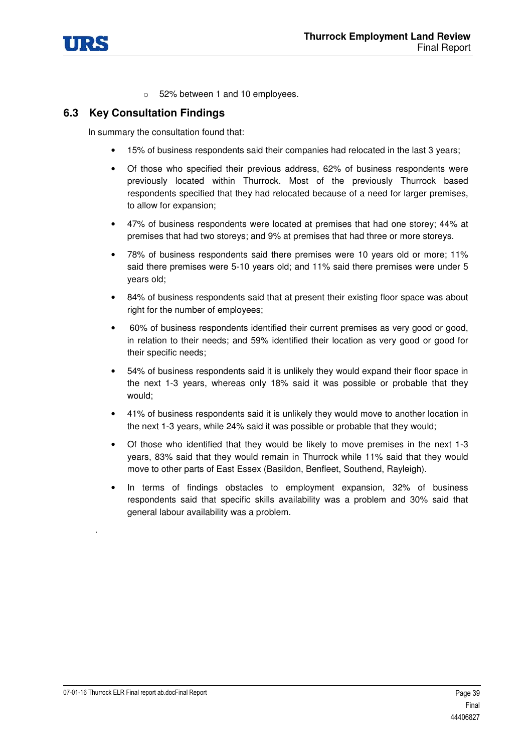- 52% between 1 and 10 employees.

## 6.3 Key Consultation Findings

In summary the consultation found that:

- 15% of business respondents said their companies had relocated in the last 3 years;
- Of those who specified their previous address, 62% of business respondents were previously located within Thurrock. Most of the previously Thurrock based respondents specified that they had relocated because of a need for larger premises, to allow for expansion;
- 47% of business respondents were located at premises that had one storey; 44% at premises that had two storeys; and 9% at premises that had three or more storeys.
- 78% of business respondents said there premises were 10 years old or more; 11% said there premises were 5-10 years old; and 11% said there premises were under 5 years old;
- 84% of business respondents said that at present their existing floor space was about right for the number of employees;
- 60% of business respondents identified their current premises as very good or good, in relation to their needs; and 59% identified their location as very good or good for their specific needs;
- 54% of business respondents said it is unlikely they would expand their floor space in the next 1-3 years, whereas only 18% said it was possible or probable that they would;
- 41% of business respondents said it is unlikely they would move to another location in the next 1-3 years, while 24% said it was possible or probable that they would;
- Of those who identified that they would be likely to move premises in the next 1-3 years, 83% said that they would remain in Thurrock while 11% said that they would move to other parts of East Essex (Basildon, Benfleet, Southend, Rayleigh).
- In terms of findings obstacles to employment expansion, 32% of business respondents said that specific skills availability was a problem and 30% said that general labour availability was a problem.

.